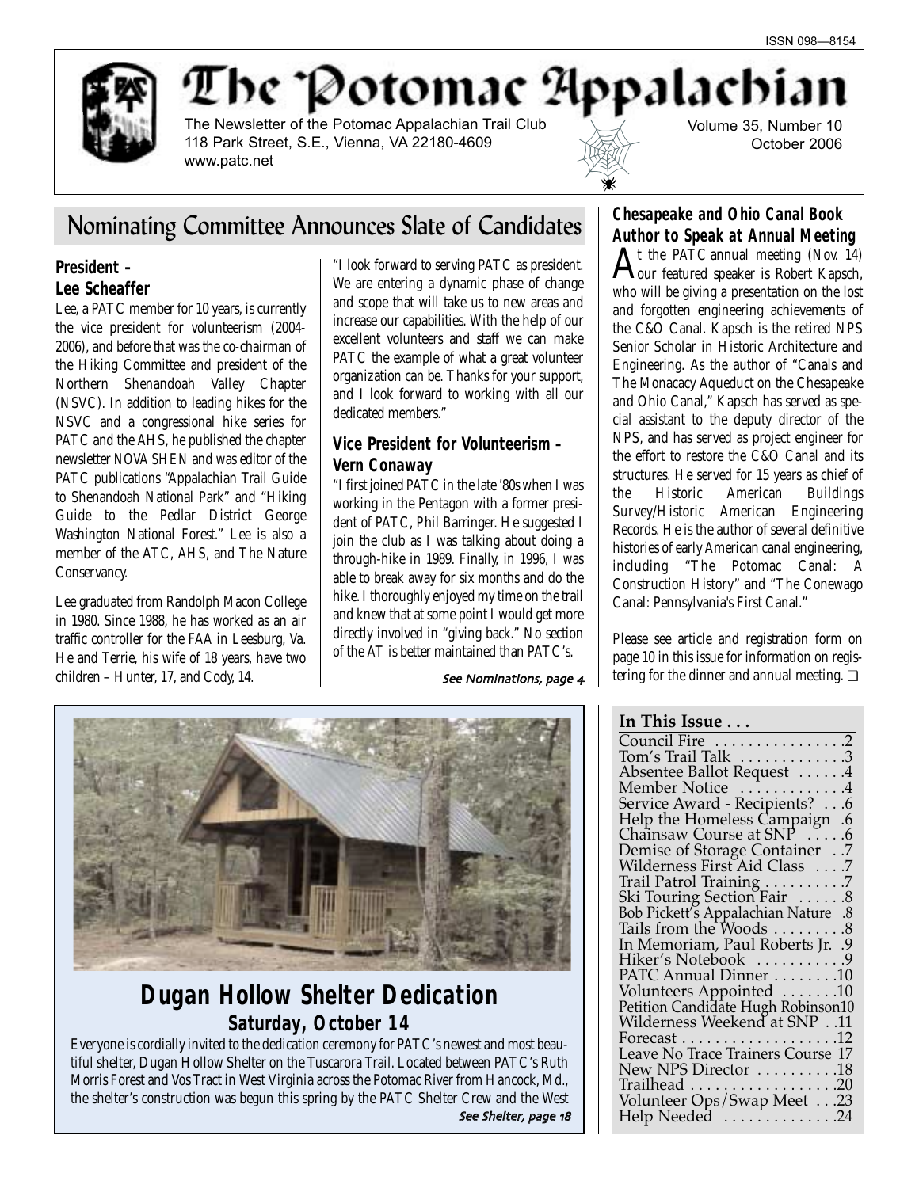ISSN 098—8154

# The Potomac Appalachian

The Newsletter of the Potomac Appalachian Trail Club
118 Park Street, S.E., Vienna, VA 22180-4609
www.patc.net

Volume 35, Number 10
October 2006

## Nominating Committee Announces Slate of Candidates

### President – Lee Scheaffer

Lee, a PATC member for 10 years, is currently the vice president for volunteerism (2004-2006), and before that was the co-chairman of the Hiking Committee and president of the Northern Shenandoah Valley Chapter (NSVC). In addition to leading hikes for the NSVC and a congressional hike series for PATC and the AHS, he published the chapter newsletter NOVA SHEN and was editor of the PATC publications "Appalachian Trail Guide to Shenandoah National Park" and "Hiking Guide to the Pedlar District George Washington National Forest." Lee is also a member of the ATC, AHS, and The Nature Conservancy.

Lee graduated from Randolph Macon College in 1980. Since 1988, he has worked as an air traffic controller for the FAA in Leesburg, Va. He and Terrie, his wife of 18 years, have two children – Hunter, 17, and Cody, 14.

"I look forward to serving PATC as president. We are entering a dynamic phase of change and scope that will take us to new areas and increase our capabilities. With the help of our excellent volunteers and staff we can make PATC the example of what a great volunteer organization can be. Thanks for your support, and I look forward to working with all our dedicated members."

### Vice President for Volunteerism – Vern Conaway

"I first joined PATC in the late '80s when I was working in the Pentagon with a former president of PATC, Phil Barringer. He suggested I join the club as I was talking about doing a through-hike in 1989. Finally, in 1996, I was able to break away for six months and do the hike. I thoroughly enjoyed my time on the trail and knew that at some point I would get more directly involved in "giving back." No section of the AT is better maintained than PATC's.

*See Nominations, page 4*

## Chesapeake and Ohio Canal Book Author to Speak at Annual Meeting

At the PATC annual meeting (Nov. 14) our featured speaker is Robert Kapsch, who will be giving a presentation on the lost and forgotten engineering achievements of the C&O Canal. Kapsch is the retired NPS Senior Scholar in Historic Architecture and Engineering. As the author of "Canals and The Monacacy Aqueduct on the Chesapeake and Ohio Canal," Kapsch has served as special assistant to the deputy director of the NPS, and has served as project engineer for the effort to restore the C&O Canal and its structures. He served for 15 years as chief of the Historic American Buildings Survey/Historic American Engineering Records. He is the author of several definitive histories of early American canal engineering, including "The Potomac Canal: A Construction History" and "The Conewago Canal: Pennsylvania's First Canal."

Please see article and registration form on page 10 in this issue for information on registering for the dinner and annual meeting. ❑

## Dugan Hollow Shelter Dedication

### Saturday, October 14

Everyone is cordially invited to the dedication ceremony for PATC's newest and most beautiful shelter, Dugan Hollow Shelter on the Tuscarora Trail. Located between PATC's Ruth Morris Forest and Vos Tract in West Virginia across the Potomac River from Hancock, Md., the shelter's construction was begun this spring by the PATC Shelter Crew and the West

*See Shelter, page 18*

### In This Issue . . .

| | |
|---|---|
| Council Fire | 2 |
| Tom's Trail Talk | 3 |
| Absentee Ballot Request | 4 |
| Member Notice | 4 |
| Service Award - Recipients? | 6 |
| Help the Homeless Campaign | 6 |
| Chainsaw Course at SNP | 6 |
| Demise of Storage Container | 7 |
| Wilderness First Aid Class | 7 |
| Trail Patrol Training | 7 |
| Ski Touring Section Fair | 8 |
| Bob Pickett's Appalachian Nature | 8 |
| Tails from the Woods | 8 |
| In Memoriam, Paul Roberts Jr. | 9 |
| Hiker's Notebook | 9 |
| PATC Annual Dinner | 10 |
| Volunteers Appointed | 10 |
| Petition Candidate Hugh Robinson | 10 |
| Wilderness Weekend at SNP | 11 |
| Forecast | 12 |
| Leave No Trace Trainers Course | 17 |
| New NPS Director | 18 |
| Trailhead | 20 |
| Volunteer Ops/Swap Meet | 23 |
| Help Needed | 24 |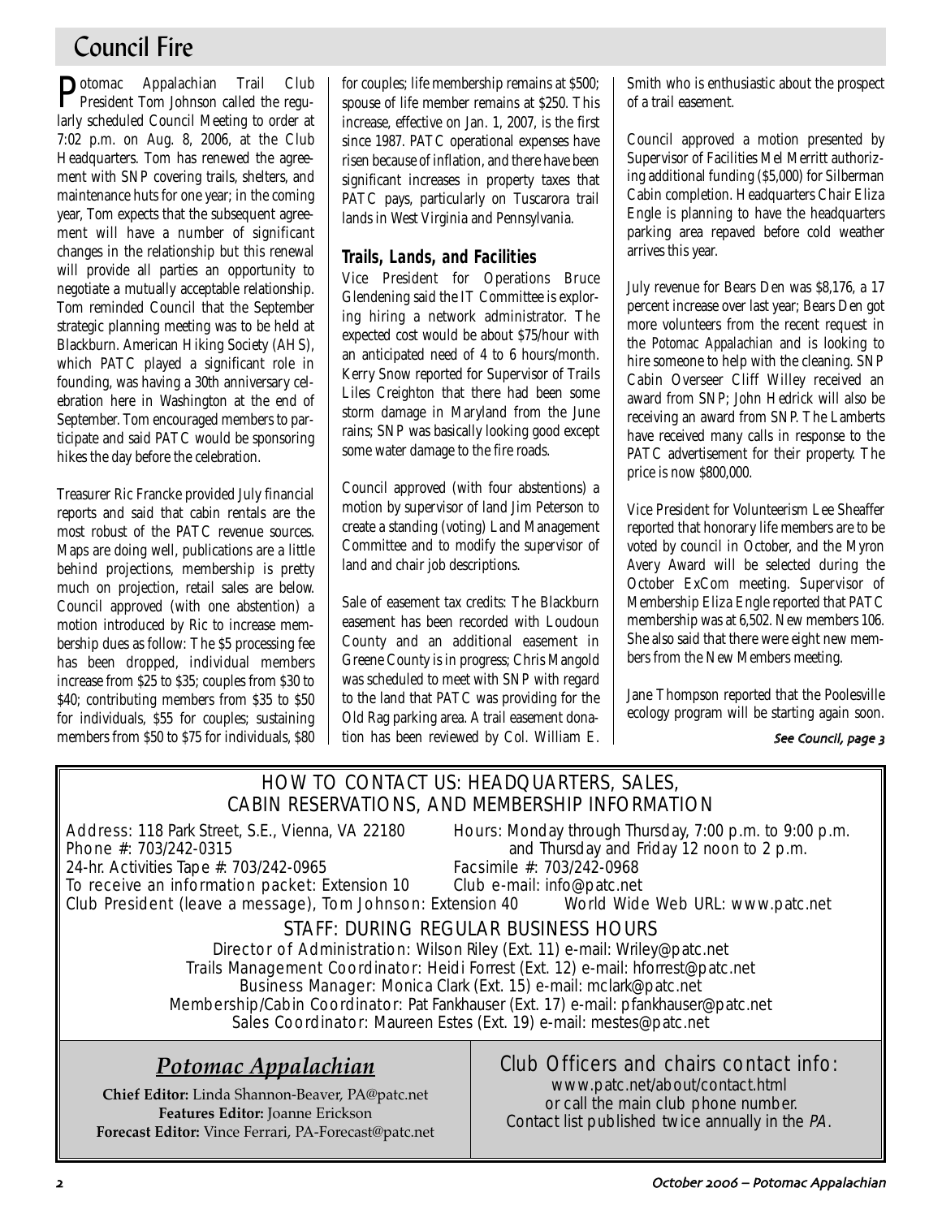## Council Fire

Potomac Appalachian Trail Club President Tom Johnson called the regularly scheduled Council Meeting to order at 7:02 p.m. on Aug. 8, 2006, at the Club Headquarters. Tom has renewed the agreement with SNP covering trails, shelters, and maintenance huts for one year; in the coming year, Tom expects that the subsequent agreement will have a number of significant changes in the relationship but this renewal will provide all parties an opportunity to negotiate a mutually acceptable relationship. Tom reminded Council that the September strategic planning meeting was to be held at Blackburn. American Hiking Society (AHS), which PATC played a significant role in founding, was having a 30th anniversary celebration here in Washington at the end of September. Tom encouraged members to participate and said PATC would be sponsoring hikes the day before the celebration.

Treasurer Ric Francke provided July financial reports and said that cabin rentals are the most robust of the PATC revenue sources. Maps are doing well, publications are a little behind projections, membership is pretty much on projection, retail sales are below. Council approved (with one abstention) a motion introduced by Ric to increase membership dues as follow: The $5 processing fee has been dropped, individual members increase from $25 to $35; couples from $30 to $40; contributing members from $35 to $50 for individuals, $55 for couples; sustaining members from $50 to $75 for individuals, $80 for couples; life membership remains at $500; spouse of life member remains at $250. This increase, effective on Jan. 1, 2007, is the first since 1987. PATC operational expenses have risen because of inflation, and there have been significant increases in property taxes that PATC pays, particularly on Tuscarora trail lands in West Virginia and Pennsylvania.

### Trails, Lands, and Facilities

Vice President for Operations Bruce Glendening said the IT Committee is exploring hiring a network administrator. The expected cost would be about $75/hour with an anticipated need of 4 to 6 hours/month. Kerry Snow reported for Supervisor of Trails Liles Creighton that there had been some storm damage in Maryland from the June rains; SNP was basically looking good except some water damage to the fire roads.

Council approved (with four abstentions) a motion by supervisor of land Jim Peterson to create a standing (voting) Land Management Committee and to modify the supervisor of land and chair job descriptions.

Sale of easement tax credits: The Blackburn easement has been recorded with Loudoun County and an additional easement in Greene County is in progress; Chris Mangold was scheduled to meet with SNP with regard to the land that PATC was providing for the Old Rag parking area. A trail easement donation has been reviewed by Col. William E. Smith who is enthusiastic about the prospect of a trail easement.

Council approved a motion presented by Supervisor of Facilities Mel Merritt authorizing additional funding ($5,000) for Silberman Cabin completion. Headquarters Chair Eliza Engle is planning to have the headquarters parking area repaved before cold weather arrives this year.

July revenue for Bears Den was $8,176, a 17 percent increase over last year; Bears Den got more volunteers from the recent request in the *Potomac Appalachian* and is looking to hire someone to help with the cleaning. SNP Cabin Overseer Cliff Willey received an award from SNP; John Hedrick will also be receiving an award from SNP. The Lamberts have received many calls in response to the PATC advertisement for their property. The price is now $800,000.

Vice President for Volunteerism Lee Sheaffer reported that honorary life members are to be voted by council in October, and the Myron Avery Award will be selected during the October ExCom meeting. Supervisor of Membership Eliza Engle reported that PATC membership was at 6,502. New members 106. She also said that there were eight new members from the New Members meeting.

Jane Thompson reported that the Poolesville ecology program will be starting again soon.

*See Council, page 3*

### HOW TO CONTACT US: HEADQUARTERS, SALES, CABIN RESERVATIONS, AND MEMBERSHIP INFORMATION

Address: 118 Park Street, S.E., Vienna, VA 22180
Phone #: 703/242-0315
24-hr. Activities Tape #: 703/242-0965
To receive an information packet: Extension 10
Club President (leave a message), Tom Johnson: Extension 40
Hours: Monday through Thursday, 7:00 p.m. to 9:00 p.m. and Thursday and Friday 12 noon to 2 p.m.
Facsimile #: 703/242-0968
Club e-mail: info@patc.net
World Wide Web URL: www.patc.net

### STAFF: DURING REGULAR BUSINESS HOURS

Director of Administration: Wilson Riley (Ext. 11) e-mail: Wriley@patc.net
Trails Management Coordinator: Heidi Forrest (Ext. 12) e-mail: hforrest@patc.net
Business Manager: Monica Clark (Ext. 15) e-mail: mclark@patc.net
Membership/Cabin Coordinator: Pat Fankhauser (Ext. 17) e-mail: pfankhauser@patc.net
Sales Coordinator: Maureen Estes (Ext. 19) e-mail: mestes@patc.net

### *Potomac Appalachian*

**Chief Editor:** Linda Shannon-Beaver, PA@patc.net
**Features Editor:** Joanne Erickson
**Forecast Editor:** Vince Ferrari, PA-Forecast@patc.net

### Club Officers and chairs contact info:

www.patc.net/about/contact.html
or call the main club phone number.
Contact list published twice annually in the *PA*.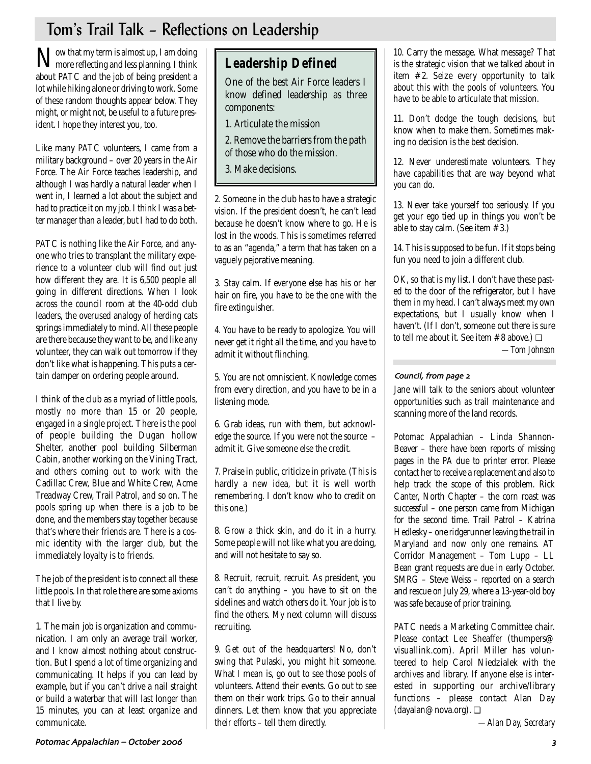# Tom's Trail Talk – Reflections on Leadership

Now that my term is almost up, I am doing more reflecting and less planning. I think about PATC and the job of being president a lot while hiking alone or driving to work. Some of these random thoughts appear below. They might, or might not, be useful to a future president. I hope they interest you, too.

Like many PATC volunteers, I came from a military background – over 20 years in the Air Force. The Air Force teaches leadership, and although I was hardly a natural leader when I went in, I learned a lot about the subject and had to practice it on my job. I think I was a better manager than a leader, but I had to do both.

PATC is nothing like the Air Force, and anyone who tries to transplant the military experience to a volunteer club will find out just how different they are. It is 6,500 people all going in different directions. When I look across the council room at the 40-odd club leaders, the overused analogy of herding cats springs immediately to mind. All these people are there because they want to be, and like any volunteer, they can walk out tomorrow if they don't like what is happening. This puts a certain damper on ordering people around.

I think of the club as a myriad of little pools, mostly no more than 15 or 20 people, engaged in a single project. There is the pool of people building the Dugan hollow Shelter, another pool building Silberman Cabin, another working on the Vining Tract, and others coming out to work with the Cadillac Crew, Blue and White Crew, Acme Treadway Crew, Trail Patrol, and so on. The pools spring up when there is a job to be done, and the members stay together because that's where their friends are. There is a cosmic identity with the larger club, but the immediately loyalty is to friends.

The job of the president is to connect all these little pools. In that role there are some axioms that I live by.

1. The main job is organization and communication. I am only an average trail worker, and I know almost nothing about construction. But I spend a lot of time organizing and communicating. It helps if you can lead by example, but if you can't drive a nail straight or build a waterbar that will last longer than 15 minutes, you can at least organize and communicate.

## Leadership Defined

One of the best Air Force leaders I know defined leadership as three components:

1. Articulate the mission
2. Remove the barriers from the path of those who do the mission.
3. Make decisions.

2. Someone in the club has to have a strategic vision. If the president doesn't, he can't lead because he doesn't know where to go. He is lost in the woods. This is sometimes referred to as an "agenda," a term that has taken on a vaguely pejorative meaning.

3. Stay calm. If everyone else has his or her hair on fire, you have to be the one with the fire extinguisher.

4. You have to be ready to apologize. You will never get it right all the time, and you have to admit it without flinching.

5. You are not omniscient. Knowledge comes from every direction, and you have to be in a listening mode.

6. Grab ideas, run with them, but acknowledge the source. If you were not the source – admit it. Give someone else the credit.

7. Praise in public, criticize in private. (This is hardly a new idea, but it is well worth remembering. I don't know who to credit on this one.)

8. Grow a thick skin, and do it in a hurry. Some people will not like what you are doing, and will not hesitate to say so.

8. Recruit, recruit, recruit. As president, you can't do anything – you have to sit on the sidelines and watch others do it. Your job is to find the others. My next column will discuss recruiting.

9. Get out of the headquarters! No, don't swing that Pulaski, you might hit someone. What I mean is, go out to see those pools of volunteers. Attend their events. Go out to see them on their work trips. Go to their annual dinners. Let them know that you appreciate their efforts – tell them directly.

10. Carry the message. What message? That is the strategic vision that we talked about in item #2. Seize every opportunity to talk about this with the pools of volunteers. You have to be able to articulate that mission.

11. Don't dodge the tough decisions, but know when to make them. Sometimes making no decision is the best decision.

12. Never underestimate volunteers. They have capabilities that are way beyond what you can do.

13. Never take yourself too seriously. If you get your ego tied up in things you won't be able to stay calm. (See item #3.)

14. This is supposed to be fun. If it stops being fun you need to join a different club.

OK, so that is my list. I don't have these pasted to the door of the refrigerator, but I have them in my head. I can't always meet my own expectations, but I usually know when I haven't. (If I don't, someone out there is sure to tell me about it. See item #8 above.) ❑

*—Tom Johnson*

### Council, from page 2

Jane will talk to the seniors about volunteer opportunities such as trail maintenance and scanning more of the land records.

*Potomac Appalachian* – Linda Shannon-Beaver – there have been reports of missing pages in the *PA* due to printer error. Please contact her to receive a replacement and also to help track the scope of this problem. Rick Canter, North Chapter – the corn roast was successful – one person came from Michigan for the second time. Trail Patrol – Katrina Hedlesky – one ridgerunner leaving the trail in Maryland and now only one remains. AT Corridor Management – Tom Lupp – LL Bean grant requests are due in early October. SMRG – Steve Weiss – reported on a search and rescue on July 29, where a 13-year-old boy was safe because of prior training.

PATC needs a Marketing Committee chair. Please contact Lee Sheaffer (thumpers@visuallink.com). April Miller has volunteered to help Carol Niedzialek with the archives and library. If anyone else is interested in supporting our archive/library functions – please contact Alan Day (dayalan@nova.org). ❑

*—Alan Day, Secretary*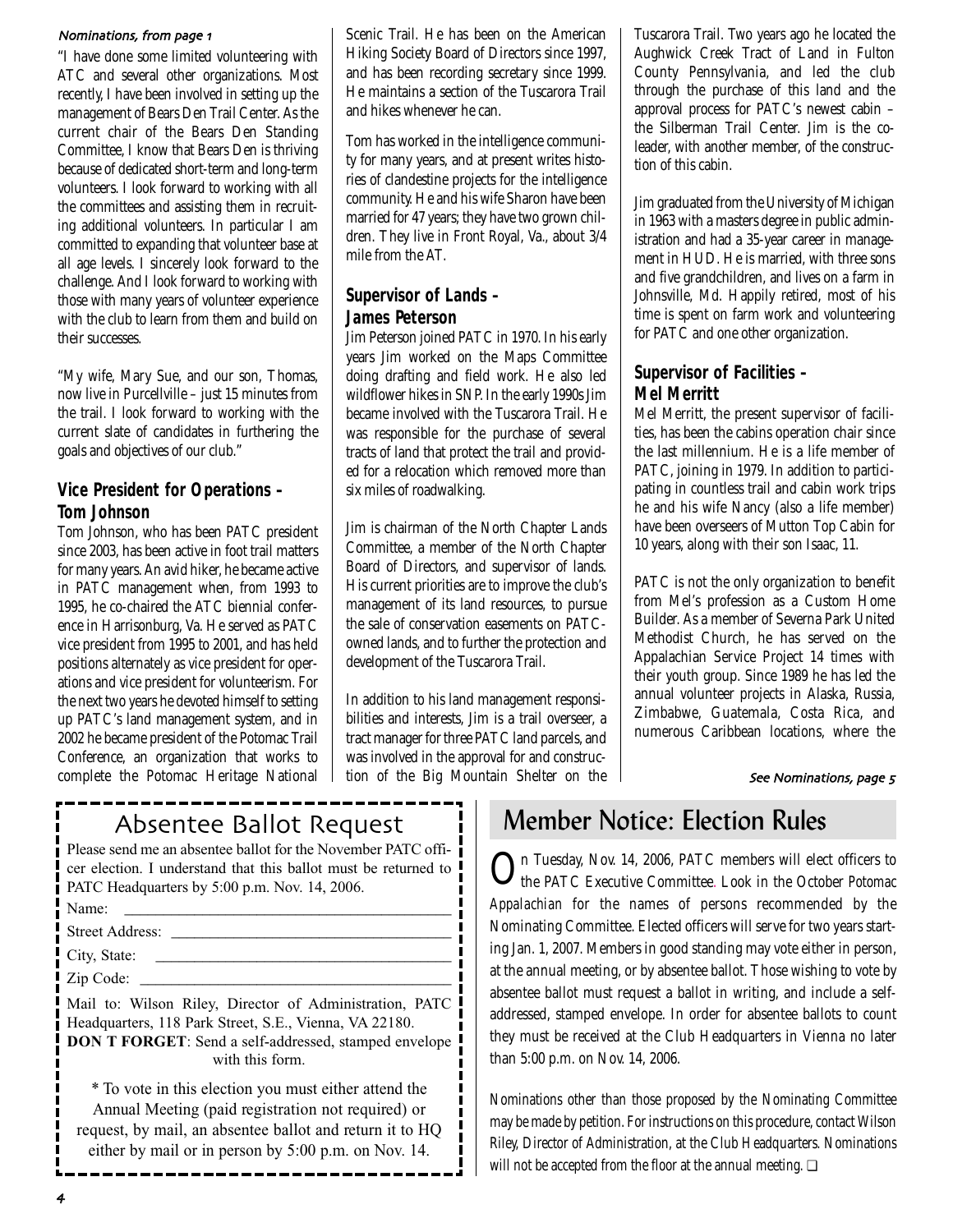*Nominations, from page 1*

"I have done some limited volunteering with ATC and several other organizations. Most recently, I have been involved in setting up the management of Bears Den Trail Center. As the current chair of the Bears Den Standing Committee, I know that Bears Den is thriving because of dedicated short-term and long-term volunteers. I look forward to working with all the committees and assisting them in recruiting additional volunteers. In particular I am committed to expanding that volunteer base at all age levels. I sincerely look forward to the challenge. And I look forward to working with those with many years of volunteer experience with the club to learn from them and build on their successes.

"My wife, Mary Sue, and our son, Thomas, now live in Purcellville – just 15 minutes from the trail. I look forward to working with the current slate of candidates in furthering the goals and objectives of our club."

### Vice President for Operations – Tom Johnson

Tom Johnson, who has been PATC president since 2003, has been active in foot trail matters for many years. An avid hiker, he became active in PATC management when, from 1993 to 1995, he co-chaired the ATC biennial conference in Harrisonburg, Va. He served as PATC vice president from 1995 to 2001, and has held positions alternately as vice president for operations and vice president for volunteerism. For the next two years he devoted himself to setting up PATC's land management system, and in 2002 he became president of the Potomac Trail Conference, an organization that works to complete the Potomac Heritage National Scenic Trail. He has been on the American Hiking Society Board of Directors since 1997, and has been recording secretary since 1999. He maintains a section of the Tuscarora Trail and hikes whenever he can.

Tom has worked in the intelligence community for many years, and at present writes histories of clandestine projects for the intelligence community. He and his wife Sharon have been married for 47 years; they have two grown children. They live in Front Royal, Va., about 3/4 mile from the AT.

### Supervisor of Lands – James Peterson

Jim Peterson joined PATC in 1970. In his early years Jim worked on the Maps Committee doing drafting and field work. He also led wildflower hikes in SNP. In the early 1990s Jim became involved with the Tuscarora Trail. He was responsible for the purchase of several tracts of land that protect the trail and provided for a relocation which removed more than six miles of roadwalking.

Jim is chairman of the North Chapter Lands Committee, a member of the North Chapter Board of Directors, and supervisor of lands. His current priorities are to improve the club's management of its land resources, to pursue the sale of conservation easements on PATC-owned lands, and to further the protection and development of the Tuscarora Trail.

In addition to his land management responsibilities and interests, Jim is a trail overseer, a tract manager for three PATC land parcels, and was involved in the approval for and construction of the Big Mountain Shelter on the Tuscarora Trail. Two years ago he located the Aughwick Creek Tract of Land in Fulton County Pennsylvania, and led the club through the purchase of this land and the approval process for PATC's newest cabin – the Silberman Trail Center. Jim is the co-leader, with another member, of the construction of this cabin.

Jim graduated from the University of Michigan in 1963 with a masters degree in public administration and had a 35-year career in management in HUD. He is married, with three sons and five grandchildren, and lives on a farm in Johnsville, Md. Happily retired, most of his time is spent on farm work and volunteering for PATC and one other organization.

### Supervisor of Facilities – Mel Merritt

Mel Merritt, the present supervisor of facilities, has been the cabins operation chair since the last millennium. He is a life member of PATC, joining in 1979. In addition to participating in countless trail and cabin work trips he and his wife Nancy (also a life member) have been overseers of Mutton Top Cabin for 10 years, along with their son Isaac, 11.

PATC is not the only organization to benefit from Mel's profession as a Custom Home Builder. As a member of Severna Park United Methodist Church, he has served on the Appalachian Service Project 14 times with their youth group. Since 1989 he has led the annual volunteer projects in Alaska, Russia, Zimbabwe, Guatemala, Costa Rica, and numerous Caribbean locations, where the

*See Nominations, page 5*

## Absentee Ballot Request

Please send me an absentee ballot for the November PATC officer election. I understand that this ballot must be returned to PATC Headquarters by 5:00 p.m. Nov. 14, 2006.

Name: ________________________________

Street Address: ________________________________

City, State: ________________________________

Zip Code: ________________________________

Mail to: Wilson Riley, Director of Administration, PATC Headquarters, 118 Park Street, S.E., Vienna, VA 22180.

**DON T FORGET**: Send a self-addressed, stamped envelope with this form.

* To vote in this election you must either attend the Annual Meeting (paid registration not required) or request, by mail, an absentee ballot and return it to HQ either by mail or in person by 5:00 p.m. on Nov. 14.

## Member Notice: Election Rules

On Tuesday, Nov. 14, 2006, PATC members will elect officers to the PATC Executive Committee. Look in the October *Potomac Appalachian* for the names of persons recommended by the Nominating Committee. Elected officers will serve for two years starting Jan. 1, 2007. Members in good standing may vote either in person, at the annual meeting, or by absentee ballot. Those wishing to vote by absentee ballot must request a ballot in writing, and include a self-addressed, stamped envelope. In order for absentee ballots to count they must be received at the Club Headquarters in Vienna no later than 5:00 p.m. on Nov. 14, 2006.

*Nominations other than those proposed by the Nominating Committee may be made by petition. For instructions on this procedure, contact Wilson Riley, Director of Administration, at the Club Headquarters. Nominations will not be accepted from the floor at the annual meeting.* ❑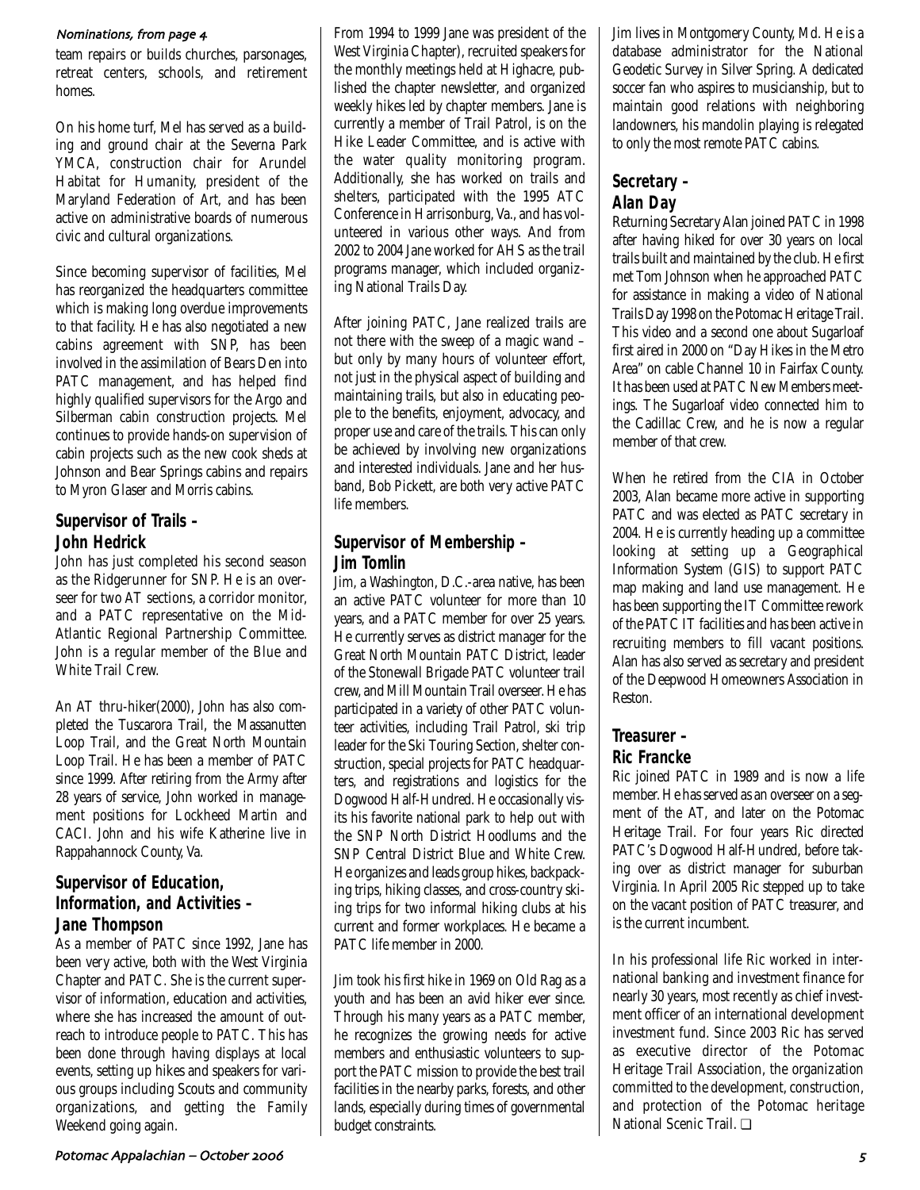*Nominations, from page 4*

team repairs or builds churches, parsonages, retreat centers, schools, and retirement homes.

On his home turf, Mel has served as a building and ground chair at the Severna Park YMCA, construction chair for Arundel Habitat for Humanity, president of the Maryland Federation of Art, and has been active on administrative boards of numerous civic and cultural organizations.

Since becoming supervisor of facilities, Mel has reorganized the headquarters committee which is making long overdue improvements to that facility. He has also negotiated a new cabins agreement with SNP, has been involved in the assimilation of Bears Den into PATC management, and has helped find highly qualified supervisors for the Argo and Silberman cabin construction projects. Mel continues to provide hands-on supervision of cabin projects such as the new cook sheds at Johnson and Bear Springs cabins and repairs to Myron Glaser and Morris cabins.

## Supervisor of Trails – John Hedrick

John has just completed his second season as the Ridgerunner for SNP. He is an overseer for two AT sections, a corridor monitor, and a PATC representative on the Mid-Atlantic Regional Partnership Committee. John is a regular member of the Blue and White Trail Crew.

An AT thru-hiker(2000), John has also completed the Tuscarora Trail, the Massanutten Loop Trail, and the Great North Mountain Loop Trail. He has been a member of PATC since 1999. After retiring from the Army after 28 years of service, John worked in management positions for Lockheed Martin and CACI. John and his wife Katherine live in Rappahannock County, Va.

## Supervisor of Education, Information, and Activities – Jane Thompson

As a member of PATC since 1992, Jane has been very active, both with the West Virginia Chapter and PATC. She is the current supervisor of information, education and activities, where she has increased the amount of outreach to introduce people to PATC. This has been done through having displays at local events, setting up hikes and speakers for various groups including Scouts and community organizations, and getting the Family Weekend going again.

From 1994 to 1999 Jane was president of the West Virginia Chapter), recruited speakers for the monthly meetings held at Highacre, published the chapter newsletter, and organized weekly hikes led by chapter members. Jane is currently a member of Trail Patrol, is on the Hike Leader Committee, and is active with the water quality monitoring program. Additionally, she has worked on trails and shelters, participated with the 1995 ATC Conference in Harrisonburg, Va., and has volunteered in various other ways. And from 2002 to 2004 Jane worked for AHS as the trail programs manager, which included organizing National Trails Day.

After joining PATC, Jane realized trails are not there with the sweep of a magic wand – but only by many hours of volunteer effort, not just in the physical aspect of building and maintaining trails, but also in educating people to the benefits, enjoyment, advocacy, and proper use and care of the trails. This can only be achieved by involving new organizations and interested individuals. Jane and her husband, Bob Pickett, are both very active PATC life members.

## Supervisor of Membership – Jim Tomlin

Jim, a Washington, D.C.-area native, has been an active PATC volunteer for more than 10 years, and a PATC member for over 25 years. He currently serves as district manager for the Great North Mountain PATC District, leader of the Stonewall Brigade PATC volunteer trail crew, and Mill Mountain Trail overseer. He has participated in a variety of other PATC volunteer activities, including Trail Patrol, ski trip leader for the Ski Touring Section, shelter construction, special projects for PATC headquarters, and registrations and logistics for the Dogwood Half-Hundred. He occasionally visits his favorite national park to help out with the SNP North District Hoodlums and the SNP Central District Blue and White Crew. He organizes and leads group hikes, backpacking trips, hiking classes, and cross-country skiing trips for two informal hiking clubs at his current and former workplaces. He became a PATC life member in 2000.

Jim took his first hike in 1969 on Old Rag as a youth and has been an avid hiker ever since. Through his many years as a PATC member, he recognizes the growing needs for active members and enthusiastic volunteers to support the PATC mission to provide the best trail facilities in the nearby parks, forests, and other lands, especially during times of governmental budget constraints.

Jim lives in Montgomery County, Md. He is a database administrator for the National Geodetic Survey in Silver Spring. A dedicated soccer fan who aspires to musicianship, but to maintain good relations with neighboring landowners, his mandolin playing is relegated to only the most remote PATC cabins.

## Secretary – Alan Day

Returning Secretary Alan joined PATC in 1998 after having hiked for over 30 years on local trails built and maintained by the club. He first met Tom Johnson when he approached PATC for assistance in making a video of National Trails Day 1998 on the Potomac Heritage Trail. This video and a second one about Sugarloaf first aired in 2000 on "Day Hikes in the Metro Area" on cable Channel 10 in Fairfax County. It has been used at PATC New Members meetings. The Sugarloaf video connected him to the Cadillac Crew, and he is now a regular member of that crew.

When he retired from the CIA in October 2003, Alan became more active in supporting PATC and was elected as PATC secretary in 2004. He is currently heading up a committee looking at setting up a Geographical Information System (GIS) to support PATC map making and land use management. He has been supporting the IT Committee rework of the PATC IT facilities and has been active in recruiting members to fill vacant positions. Alan has also served as secretary and president of the Deepwood Homeowners Association in Reston.

## Treasurer – Ric Francke

Ric joined PATC in 1989 and is now a life member. He has served as an overseer on a segment of the AT, and later on the Potomac Heritage Trail. For four years Ric directed PATC's Dogwood Half-Hundred, before taking over as district manager for suburban Virginia. In April 2005 Ric stepped up to take on the vacant position of PATC treasurer, and is the current incumbent.

In his professional life Ric worked in international banking and investment finance for nearly 30 years, most recently as chief investment officer of an international development investment fund. Since 2003 Ric has served as executive director of the Potomac Heritage Trail Association, the organization committed to the development, construction, and protection of the Potomac heritage National Scenic Trail. ❑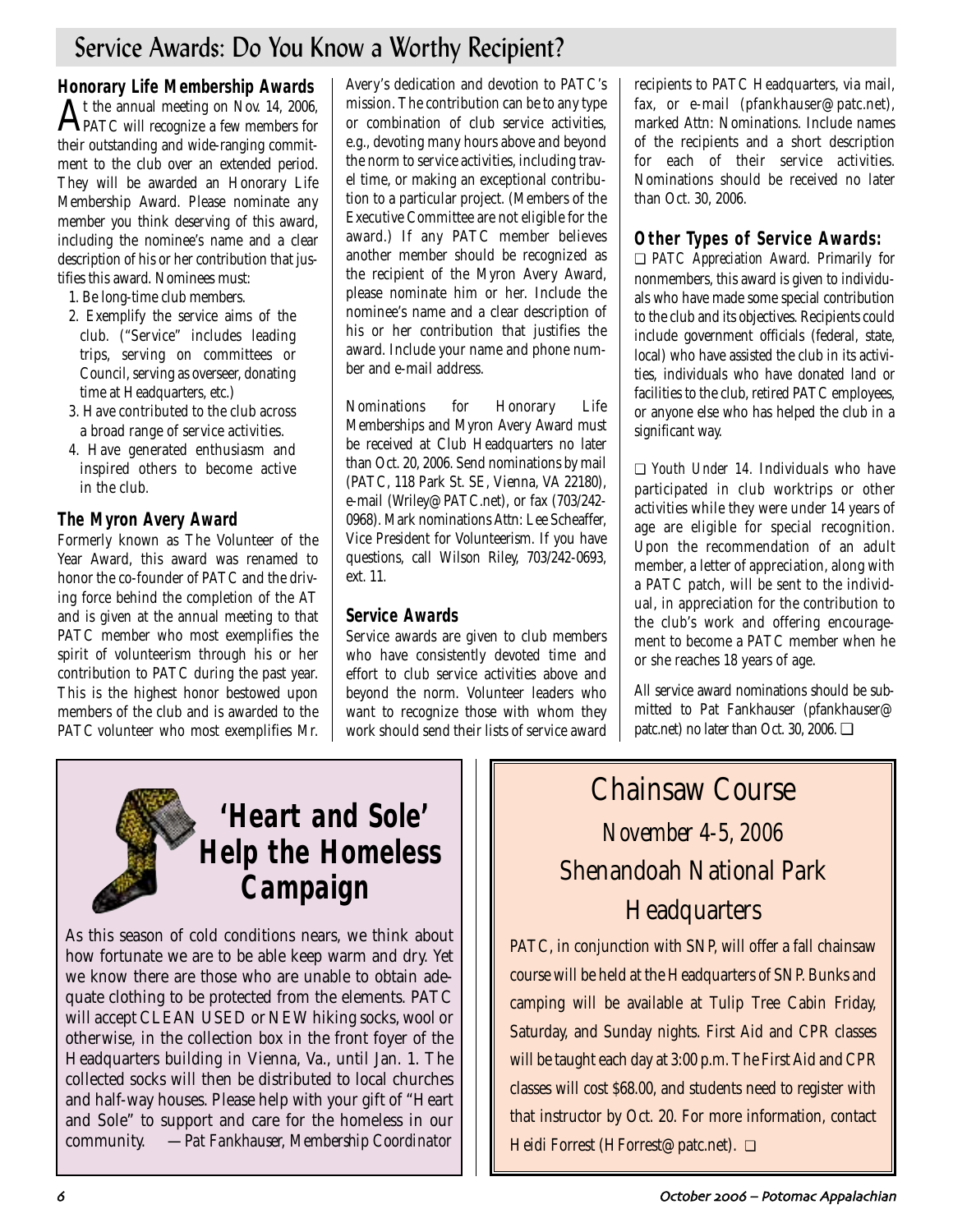# Service Awards: Do You Know a Worthy Recipient?

## Honorary Life Membership Awards

At the annual meeting on Nov. 14, 2006, PATC will recognize a few members for their outstanding and wide-ranging commitment to the club over an extended period. They will be awarded an Honorary Life Membership Award. Please nominate any member you think deserving of this award, including the nominee's name and a clear description of his or her contribution that justifies this award. Nominees must:

1. Be long-time club members.
2. Exemplify the service aims of the club. ("Service" includes leading trips, serving on committees or Council, serving as overseer, donating time at Headquarters, etc.)
3. Have contributed to the club across a broad range of service activities.
4. Have generated enthusiasm and inspired others to become active in the club.

## The Myron Avery Award

Formerly known as The Volunteer of the Year Award, this award was renamed to honor the co-founder of PATC and the driving force behind the completion of the AT and is given at the annual meeting to that PATC member who most exemplifies the spirit of volunteerism through his or her contribution to PATC during the past year. This is the highest honor bestowed upon members of the club and is awarded to the PATC volunteer who most exemplifies Mr. Avery's dedication and devotion to PATC's mission. The contribution can be to any type or combination of club service activities, e.g., devoting many hours above and beyond the norm to service activities, including travel time, or making an exceptional contribution to a particular project. (Members of the Executive Committee are not eligible for the award.) If any PATC member believes another member should be recognized as the recipient of the Myron Avery Award, please nominate him or her. Include the nominee's name and a clear description of his or her contribution that justifies the award. Include your name and phone number and e-mail address.

Nominations for Honorary Life Memberships and Myron Avery Award must be received at Club Headquarters no later than Oct. 20, 2006. Send nominations by mail (PATC, 118 Park St. SE, Vienna, VA 22180), e-mail (Wriley@PATC.net), or fax (703/242-0968). Mark nominations Attn: Lee Scheaffer, Vice President for Volunteerism. If you have questions, call Wilson Riley, 703/242-0693, ext. 11.

## Service Awards

Service awards are given to club members who have consistently devoted time and effort to club service activities above and beyond the norm. Volunteer leaders who want to recognize those with whom they work should send their lists of service award recipients to PATC Headquarters, via mail, fax, or e-mail (pfankhauser@patc.net), marked Attn: Nominations. Include names of the recipients and a short description for each of their service activities. Nominations should be received no later than Oct. 30, 2006.

## Other Types of Service Awards:

❑ *PATC Appreciation Award.* Primarily for nonmembers, this award is given to individuals who have made some special contribution to the club and its objectives. Recipients could include government officials (federal, state, local) who have assisted the club in its activities, individuals who have donated land or facilities to the club, retired PATC employees, or anyone else who has helped the club in a significant way.

❑ *Youth Under 14.* Individuals who have participated in club worktrips or other activities while they were under 14 years of age are eligible for special recognition. Upon the recommendation of an adult member, a letter of appreciation, along with a PATC patch, will be sent to the individual, in appreciation for the contribution to the club's work and offering encouragement to become a PATC member when he or she reaches 18 years of age.

All service award nominations should be submitted to Pat Fankhauser (pfankhauser@patc.net) no later than Oct. 30, 2006. ❑

# 'Heart and Sole' Help the Homeless Campaign

As this season of cold conditions nears, we think about how fortunate we are to be able keep warm and dry. Yet we know there are those who are unable to obtain adequate clothing to be protected from the elements. PATC will accept CLEAN USED or NEW hiking socks, wool or otherwise, in the collection box in the front foyer of the Headquarters building in Vienna, Va., until Jan. 1. The collected socks will then be distributed to local churches and half-way houses. Please help with your gift of "Heart and Sole" to support and care for the homeless in our community. *—Pat Fankhauser, Membership Coordinator*

# Chainsaw Course

*November 4-5, 2006*

## Shenandoah National Park Headquarters

PATC, in conjunction with SNP, will offer a fall chainsaw course will be held at the Headquarters of SNP. Bunks and camping will be available at Tulip Tree Cabin Friday, Saturday, and Sunday nights. First Aid and CPR classes will be taught each day at 3:00 p.m. The First Aid and CPR classes will cost $68.00, and students need to register with that instructor by Oct. 20. For more information, contact Heidi Forrest (HForrest@patc.net). ❑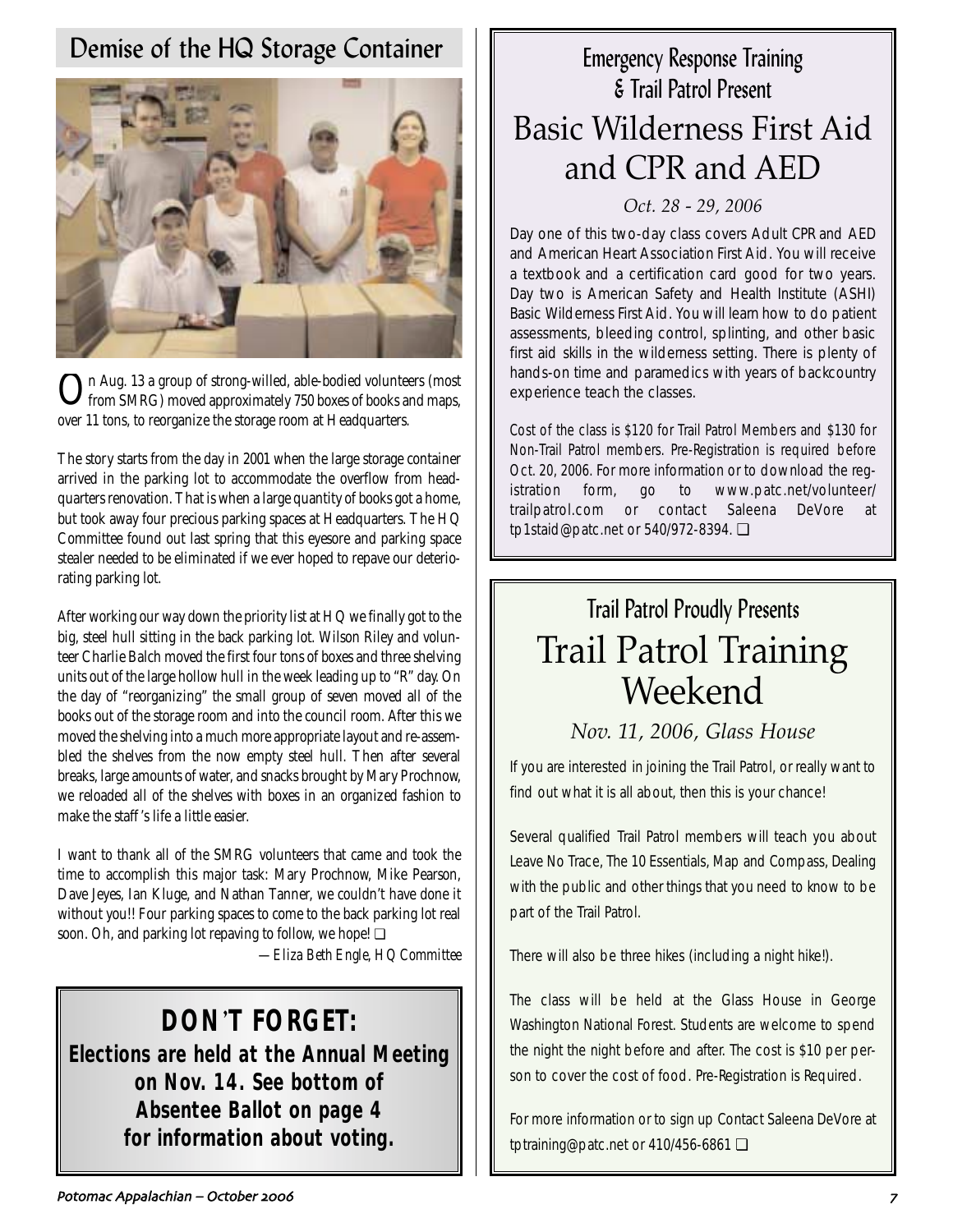## Demise of the HQ Storage Container

On Aug. 13 a group of strong-willed, able-bodied volunteers (most from SMRG) moved approximately 750 boxes of books and maps, over 11 tons, to reorganize the storage room at Headquarters.

The story starts from the day in 2001 when the large storage container arrived in the parking lot to accommodate the overflow from headquarters renovation. That is when a large quantity of books got a home, but took away four precious parking spaces at Headquarters. The HQ Committee found out last spring that this eyesore and parking space stealer needed to be eliminated if we ever hoped to repave our deteriorating parking lot.

After working our way down the priority list at HQ we finally got to the big, steel hull sitting in the back parking lot. Wilson Riley and volunteer Charlie Balch moved the first four tons of boxes and three shelving units out of the large hollow hull in the week leading up to "R" day. On the day of "reorganizing" the small group of seven moved all of the books out of the storage room and into the council room. After this we moved the shelving into a much more appropriate layout and re-assembled the shelves from the now empty steel hull. Then after several breaks, large amounts of water, and snacks brought by Mary Prochnow, we reloaded all of the shelves with boxes in an organized fashion to make the staff's life a little easier.

I want to thank all of the SMRG volunteers that came and took the time to accomplish this major task: Mary Prochnow, Mike Pearson, Dave Jeyes, Ian Kluge, and Nathan Tanner, we couldn't have done it without you!! Four parking spaces to come to the back parking lot real soon. Oh, and parking lot repaving to follow, we hope! ❑

*—Eliza Beth Engle, HQ Committee*

**DON'T FORGET:**
**Elections are held at the Annual Meeting on Nov. 14. See bottom of Absentee Ballot on page 4 for information about voting.**

### Emergency Response Training & Trail Patrol Present

## Basic Wilderness First Aid and CPR and AED

*Oct. 28 - 29, 2006*

Day one of this two-day class covers Adult CPR and AED and American Heart Association First Aid. You will receive a textbook and a certification card good for two years. Day two is American Safety and Health Institute (ASHI) Basic Wilderness First Aid. You will learn how to do patient assessments, bleeding control, splinting, and other basic first aid skills in the wilderness setting. There is plenty of hands-on time and paramedics with years of backcountry experience teach the classes.

Cost of the class is $120 for Trail Patrol Members and $130 for Non-Trail Patrol members. Pre-Registration is required before Oct. 20, 2006. For more information or to download the registration form, go to www.patc.net/volunteer/trailpatrol.com or contact Saleena DeVore at tp1staid@patc.net or 540/972-8394. ❑

### Trail Patrol Proudly Presents

## Trail Patrol Training Weekend

*Nov. 11, 2006, Glass House*

If you are interested in joining the Trail Patrol, or really want to find out what it is all about, then this is your chance!

Several qualified Trail Patrol members will teach you about Leave No Trace, The 10 Essentials, Map and Compass, Dealing with the public and other things that you need to know to be part of the Trail Patrol.

There will also be three hikes (including a night hike!).

The class will be held at the Glass House in George Washington National Forest. Students are welcome to spend the night the night before and after. The cost is $10 per person to cover the cost of food. Pre-Registration is Required.

For more information or to sign up Contact Saleena DeVore at tptraining@patc.net or 410/456-6861 ❑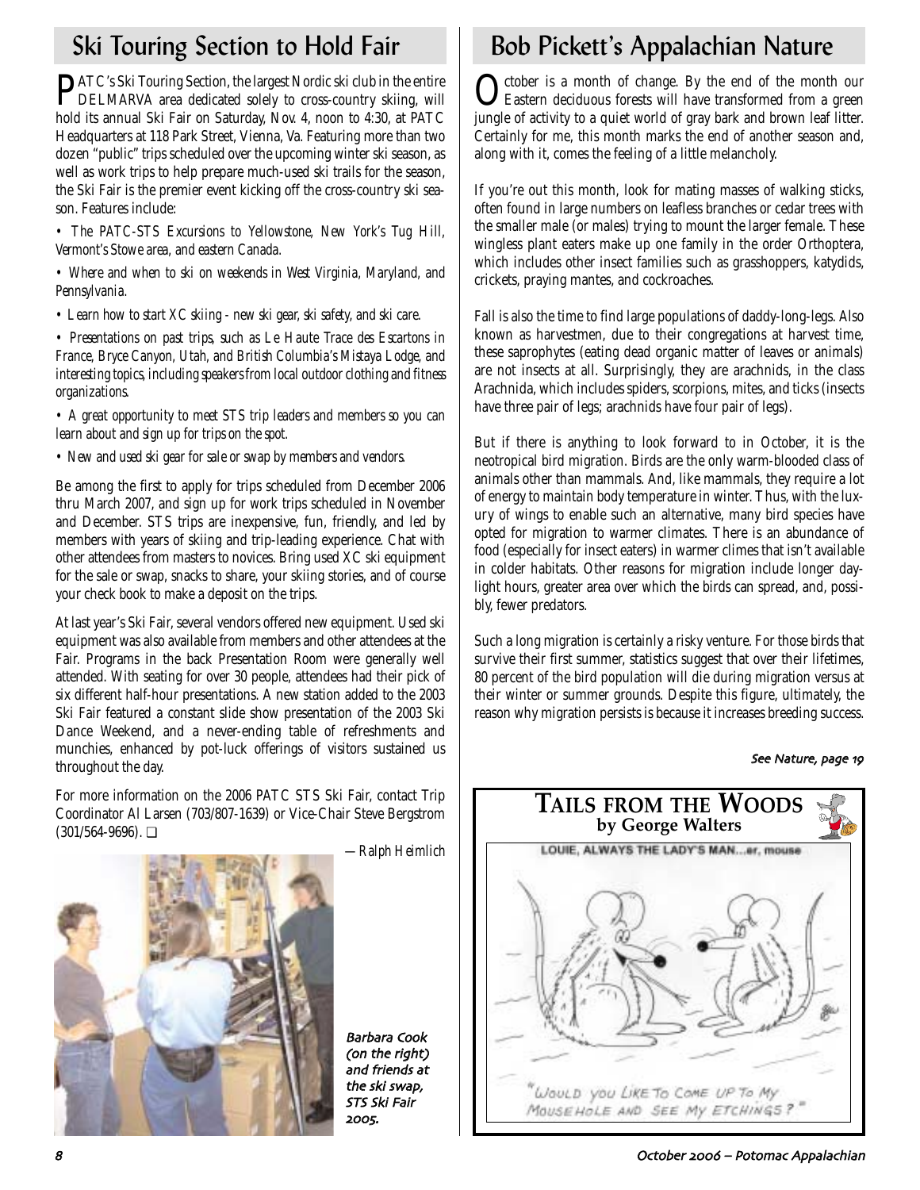## Ski Touring Section to Hold Fair

PATC's Ski Touring Section, the largest Nordic ski club in the entire DELMARVA area dedicated solely to cross-country skiing, will hold its annual Ski Fair on Saturday, Nov. 4, noon to 4:30, at PATC Headquarters at 118 Park Street, Vienna, Va. Featuring more than two dozen "public" trips scheduled over the upcoming winter ski season, as well as work trips to help prepare much-used ski trails for the season, the Ski Fair is the premier event kicking off the cross-country ski season. Features include:

- *The PATC-STS Excursions to Yellowstone, New York's Tug Hill, Vermont's Stowe area, and eastern Canada.*
- *Where and when to ski on weekends in West Virginia, Maryland, and Pennsylvania.*
- *Learn how to start XC skiing - new ski gear, ski safety, and ski care.*
- *Presentations on past trips, such as Le Haute Trace des Escartons in France, Bryce Canyon, Utah, and British Columbia's Mistaya Lodge, and interesting topics, including speakers from local outdoor clothing and fitness organizations.*
- *A great opportunity to meet STS trip leaders and members so you can learn about and sign up for trips on the spot.*
- *New and used ski gear for sale or swap by members and vendors.*

Be among the first to apply for trips scheduled from December 2006 thru March 2007, and sign up for work trips scheduled in November and December. STS trips are inexpensive, fun, friendly, and led by members with years of skiing and trip-leading experience. Chat with other attendees from masters to novices. Bring used XC ski equipment for the sale or swap, snacks to share, your skiing stories, and of course your check book to make a deposit on the trips.

At last year's Ski Fair, several vendors offered new equipment. Used ski equipment was also available from members and other attendees at the Fair. Programs in the back Presentation Room were generally well attended. With seating for over 30 people, attendees had their pick of six different half-hour presentations. A new station added to the 2003 Ski Fair featured a constant slide show presentation of the 2003 Ski Dance Weekend, and a never-ending table of refreshments and munchies, enhanced by pot-luck offerings of visitors sustained us throughout the day.

For more information on the 2006 PATC STS Ski Fair, contact Trip Coordinator Al Larsen (703/807-1639) or Vice-Chair Steve Bergstrom (301/564-9696). ❑

*—Ralph Heimlich*

Barbara Cook (on the right) and friends at the ski swap, STS Ski Fair 2005.

## Bob Pickett's Appalachian Nature

October is a month of change. By the end of the month our Eastern deciduous forests will have transformed from a green jungle of activity to a quiet world of gray bark and brown leaf litter. Certainly for me, this month marks the end of another season and, along with it, comes the feeling of a little melancholy.

If you're out this month, look for mating masses of walking sticks, often found in large numbers on leafless branches or cedar trees with the smaller male (or males) trying to mount the larger female. These wingless plant eaters make up one family in the order Orthoptera, which includes other insect families such as grasshoppers, katydids, crickets, praying mantes, and cockroaches.

Fall is also the time to find large populations of daddy-long-legs. Also known as harvestmen, due to their congregations at harvest time, these saprophytes (eating dead organic matter of leaves or animals) are not insects at all. Surprisingly, they are arachnids, in the class Arachnida, which includes spiders, scorpions, mites, and ticks (insects have three pair of legs; arachnids have four pair of legs).

But if there is anything to look forward to in October, it is the neotropical bird migration. Birds are the only warm-blooded class of animals other than mammals. And, like mammals, they require a lot of energy to maintain body temperature in winter. Thus, with the luxury of wings to enable such an alternative, many bird species have opted for migration to warmer climates. There is an abundance of food (especially for insect eaters) in warmer climes that isn't available in colder habitats. Other reasons for migration include longer daylight hours, greater area over which the birds can spread, and, possibly, fewer predators.

Such a long migration is certainly a risky venture. For those birds that survive their first summer, statistics suggest that over their lifetimes, 80 percent of the bird population will die during migration versus at their winter or summer grounds. Despite this figure, ultimately, the reason why migration persists is because it increases breeding success.

*See Nature, page 19*

**TAILS FROM THE WOODS**
**by George Walters**

LOUIE, ALWAYS THE LADY'S MAN...er, mouse

"WOULD YOU LIKE TO COME UP TO MY MOUSEHOLE AND SEE MY ETCHINGS?"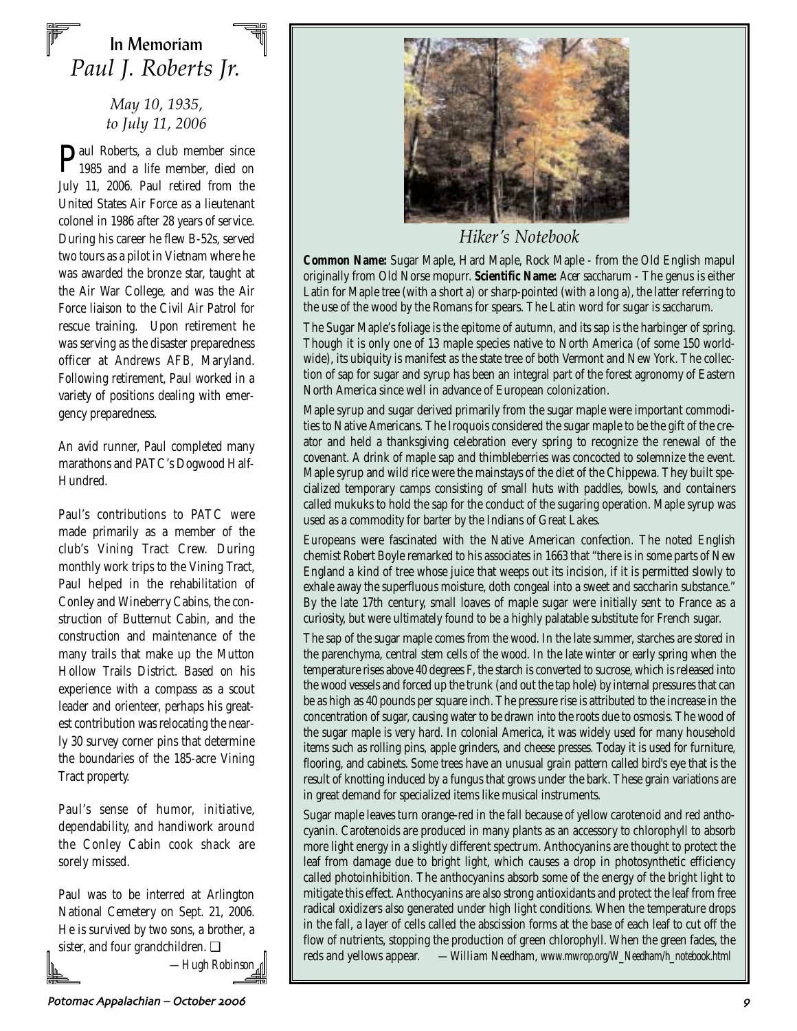# In Memoriam
## *Paul J. Roberts Jr.*

*May 10, 1935, to July 11, 2006*

Paul Roberts, a club member since 1985 and a life member, died on July 11, 2006. Paul retired from the United States Air Force as a lieutenant colonel in 1986 after 28 years of service. During his career he flew B-52s, served two tours as a pilot in Vietnam where he was awarded the bronze star, taught at the Air War College, and was the Air Force liaison to the Civil Air Patrol for rescue training. Upon retirement he was serving as the disaster preparedness officer at Andrews AFB, Maryland. Following retirement, Paul worked in a variety of positions dealing with emergency preparedness.

An avid runner, Paul completed many marathons and PATC's Dogwood Half-Hundred.

Paul's contributions to PATC were made primarily as a member of the club's Vining Tract Crew. During monthly work trips to the Vining Tract, Paul helped in the rehabilitation of Conley and Wineberry Cabins, the construction of Butternut Cabin, and the construction and maintenance of the many trails that make up the Mutton Hollow Trails District. Based on his experience with a compass as a scout leader and orienteer, perhaps his greatest contribution was relocating the nearly 30 survey corner pins that determine the boundaries of the 185-acre Vining Tract property.

Paul's sense of humor, initiative, dependability, and handiwork around the Conley Cabin cook shack are sorely missed.

Paul was to be interred at Arlington National Cemetery on Sept. 21, 2006. He is survived by two sons, a brother, a sister, and four grandchildren. ❑

*—Hugh Robinson*

## *Hiker's Notebook*

**Common Name:** Sugar Maple, Hard Maple, Rock Maple - from the Old English mapul originally from Old Norse mopurr. **Scientific Name:** *Acer saccharum* - The genus is either Latin for Maple tree (with a short a) or sharp-pointed (with a long a), the latter referring to the use of the wood by the Romans for spears. The Latin word for sugar is *saccharum*.

The Sugar Maple's foliage is the epitome of autumn, and its sap is the harbinger of spring. Though it is only one of 13 maple species native to North America (of some 150 worldwide), its ubiquity is manifest as the state tree of both Vermont and New York. The collection of sap for sugar and syrup has been an integral part of the forest agronomy of Eastern North America since well in advance of European colonization.

Maple syrup and sugar derived primarily from the sugar maple were important commodities to Native Americans. The Iroquois considered the sugar maple to be the gift of the creator and held a thanksgiving celebration every spring to recognize the renewal of the covenant. A drink of maple sap and thimbleberries was concocted to solemnize the event. Maple syrup and wild rice were the mainstays of the diet of the Chippewa. They built specialized temporary camps consisting of small huts with paddles, bowls, and containers called mukuks to hold the sap for the conduct of the sugaring operation. Maple syrup was used as a commodity for barter by the Indians of Great Lakes.

Europeans were fascinated with the Native American confection. The noted English chemist Robert Boyle remarked to his associates in 1663 that "there is in some parts of New England a kind of tree whose juice that weeps out its incision, if it is permitted slowly to exhale away the superfluous moisture, doth congeal into a sweet and saccharin substance." By the late 17th century, small loaves of maple sugar were initially sent to France as a curiosity, but were ultimately found to be a highly palatable substitute for French sugar.

The sap of the sugar maple comes from the wood. In the late summer, starches are stored in the parenchyma, central stem cells of the wood. In the late winter or early spring when the temperature rises above 40 degrees F, the starch is converted to sucrose, which is released into the wood vessels and forced up the trunk (and out the tap hole) by internal pressures that can be as high as 40 pounds per square inch. The pressure rise is attributed to the increase in the concentration of sugar, causing water to be drawn into the roots due to osmosis. The wood of the sugar maple is very hard. In colonial America, it was widely used for many household items such as rolling pins, apple grinders, and cheese presses. Today it is used for furniture, flooring, and cabinets. Some trees have an unusual grain pattern called bird's eye that is the result of knotting induced by a fungus that grows under the bark. These grain variations are in great demand for specialized items like musical instruments.

Sugar maple leaves turn orange-red in the fall because of yellow carotenoid and red anthocyanin. Carotenoids are produced in many plants as an accessory to chlorophyll to absorb more light energy in a slightly different spectrum. Anthocyanins are thought to protect the leaf from damage due to bright light, which causes a drop in photosynthetic efficiency called photoinhibition. The anthocyanins absorb some of the energy of the bright light to mitigate this effect. Anthocyanins are also strong antioxidants and protect the leaf from free radical oxidizers also generated under high light conditions. When the temperature drops in the fall, a layer of cells called the abscission forms at the base of each leaf to cut off the flow of nutrients, stopping the production of green chlorophyll. When the green fades, the reds and yellows appear. *—William Needham, www.mwrop.org/W_Needham/h_notebook.html*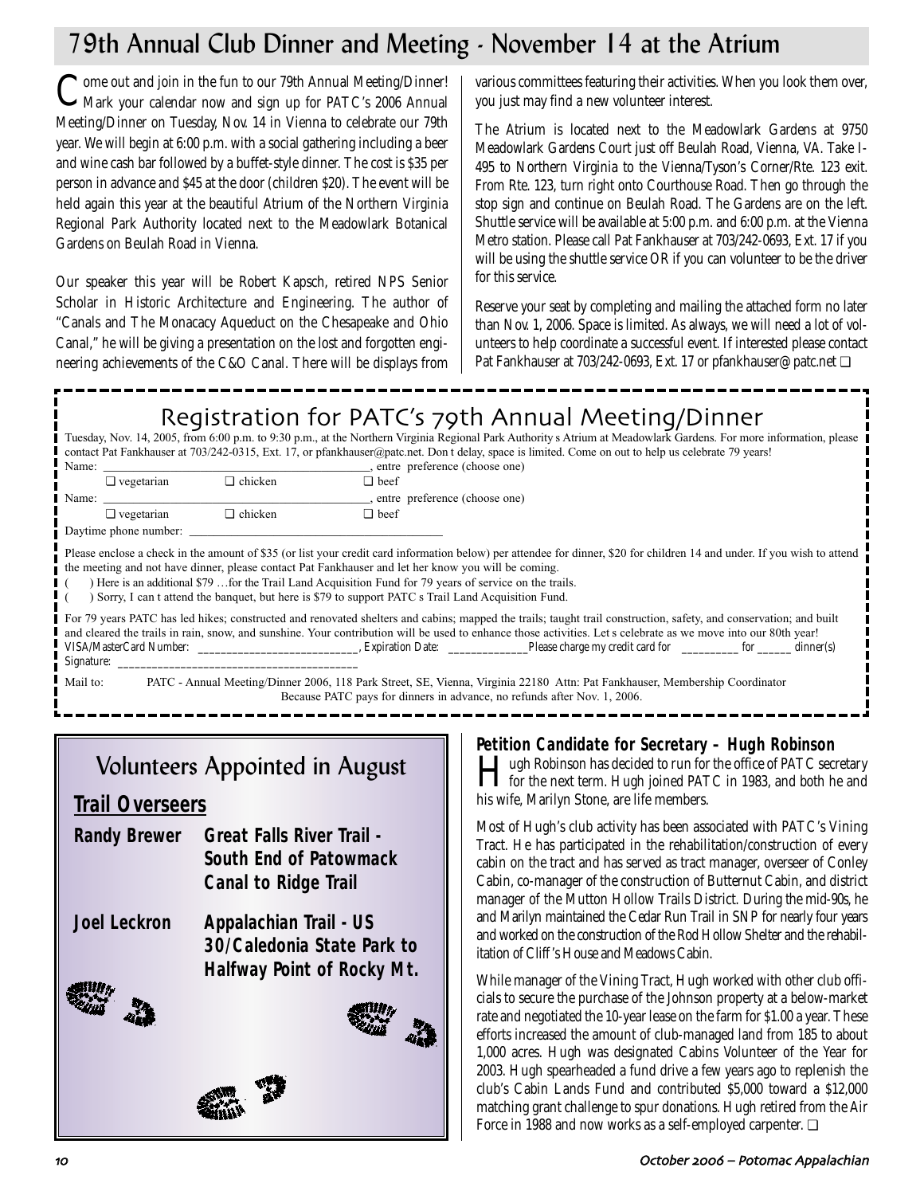# 79th Annual Club Dinner and Meeting - November 14 at the Atrium

Come out and join in the fun to our 79th Annual Meeting/Dinner! Mark your calendar now and sign up for PATC's 2006 Annual Meeting/Dinner on Tuesday, Nov. 14 in Vienna to celebrate our 79th year. We will begin at 6:00 p.m. with a social gathering including a beer and wine cash bar followed by a buffet-style dinner. The cost is $35 per person in advance and $45 at the door (children $20). The event will be held again this year at the beautiful Atrium of the Northern Virginia Regional Park Authority located next to the Meadowlark Botanical Gardens on Beulah Road in Vienna.

Our speaker this year will be Robert Kapsch, retired NPS Senior Scholar in Historic Architecture and Engineering. The author of "Canals and The Monacacy Aqueduct on the Chesapeake and Ohio Canal," he will be giving a presentation on the lost and forgotten engineering achievements of the C&O Canal. There will be displays from various committees featuring their activities. When you look them over, you just may find a new volunteer interest.

The Atrium is located next to the Meadowlark Gardens at 9750 Meadowlark Gardens Court just off Beulah Road, Vienna, VA. Take I-495 to Northern Virginia to the Vienna/Tyson's Corner/Rte. 123 exit. From Rte. 123, turn right onto Courthouse Road. Then go through the stop sign and continue on Beulah Road. The Gardens are on the left. Shuttle service will be available at 5:00 p.m. and 6:00 p.m. at the Vienna Metro station. Please call Pat Fankhauser at 703/242-0693, Ext. 17 if you will be using the shuttle service OR if you can volunteer to be the driver for this service.

Reserve your seat by completing and mailing the attached form no later than Nov. 1, 2006. Space is limited. As always, we will need a lot of volunteers to help coordinate a successful event. If interested please contact Pat Fankhauser at 703/242-0693, Ext. 17 or pfankhauser@patc.net ❑

## Registration for PATC's 79th Annual Meeting/Dinner

Tuesday, Nov. 14, 2005, from 6:00 p.m. to 9:30 p.m., at the Northern Virginia Regional Park Authority s Atrium at Meadowlark Gardens. For more information, please contact Pat Fankhauser at 703/242-0315, Ext. 17, or pfankhauser@patc.net. Don t delay, space is limited. Come on out to help us celebrate 79 years!

Name: ________________________________________, entre preference (choose one)

❑ vegetarian ❑ chicken ❑ beef

Name: ________________________________________, entre preference (choose one)

❑ vegetarian ❑ chicken ❑ beef

Daytime phone number: ________________________________________

Please enclose a check in the amount of $35 (or list your credit card information below) per attendee for dinner, $20 for children 14 and under. If you wish to attend the meeting and not have dinner, please contact Pat Fankhauser and let her know you will be coming.

( ) Here is an additional $79 …for the Trail Land Acquisition Fund for 79 years of service on the trails.

( ) Sorry, I can t attend the banquet, but here is $79 to support PATC s Trail Land Acquisition Fund.

For 79 years PATC has led hikes; constructed and renovated shelters and cabins; mapped the trails; taught trail construction, safety, and conservation; and built and cleared the trails in rain, snow, and sunshine. Your contribution will be used to enhance those activities. Let s celebrate as we move into our 80th year!

VISA/MasterCard Number: ____________________________, Expiration Date: _____________Please charge my credit card for __________ for ______ dinner(s)

Signature: ________________________________________

Mail to: PATC - Annual Meeting/Dinner 2006, 118 Park Street, SE, Vienna, Virginia 22180 Attn: Pat Fankhauser, Membership Coordinator

Because PATC pays for dinners in advance, no refunds after Nov. 1, 2006.

## Volunteers Appointed in August

### Trail Overseers

**Randy Brewer** — **Great Falls River Trail - South End of Patowmack Canal to Ridge Trail**

**Joel Leckron** — **Appalachian Trail - US 30/Caledonia State Park to Halfway Point of Rocky Mt.**

## Petition Candidate for Secretary – Hugh Robinson

Hugh Robinson has decided to run for the office of PATC secretary for the next term. Hugh joined PATC in 1983, and both he and his wife, Marilyn Stone, are life members.

Most of Hugh's club activity has been associated with PATC's Vining Tract. He has participated in the rehabilitation/construction of every cabin on the tract and has served as tract manager, overseer of Conley Cabin, co-manager of the construction of Butternut Cabin, and district manager of the Mutton Hollow Trails District. During the mid-90s, he and Marilyn maintained the Cedar Run Trail in SNP for nearly four years and worked on the construction of the Rod Hollow Shelter and the rehabilitation of Cliff's House and Meadows Cabin.

While manager of the Vining Tract, Hugh worked with other club officials to secure the purchase of the Johnson property at a below-market rate and negotiated the 10-year lease on the farm for $1.00 a year. These efforts increased the amount of club-managed land from 185 to about 1,000 acres. Hugh was designated Cabins Volunteer of the Year for 2003. Hugh spearheaded a fund drive a few years ago to replenish the club's Cabin Lands Fund and contributed $5,000 toward a $12,000 matching grant challenge to spur donations. Hugh retired from the Air Force in 1988 and now works as a self-employed carpenter. ❑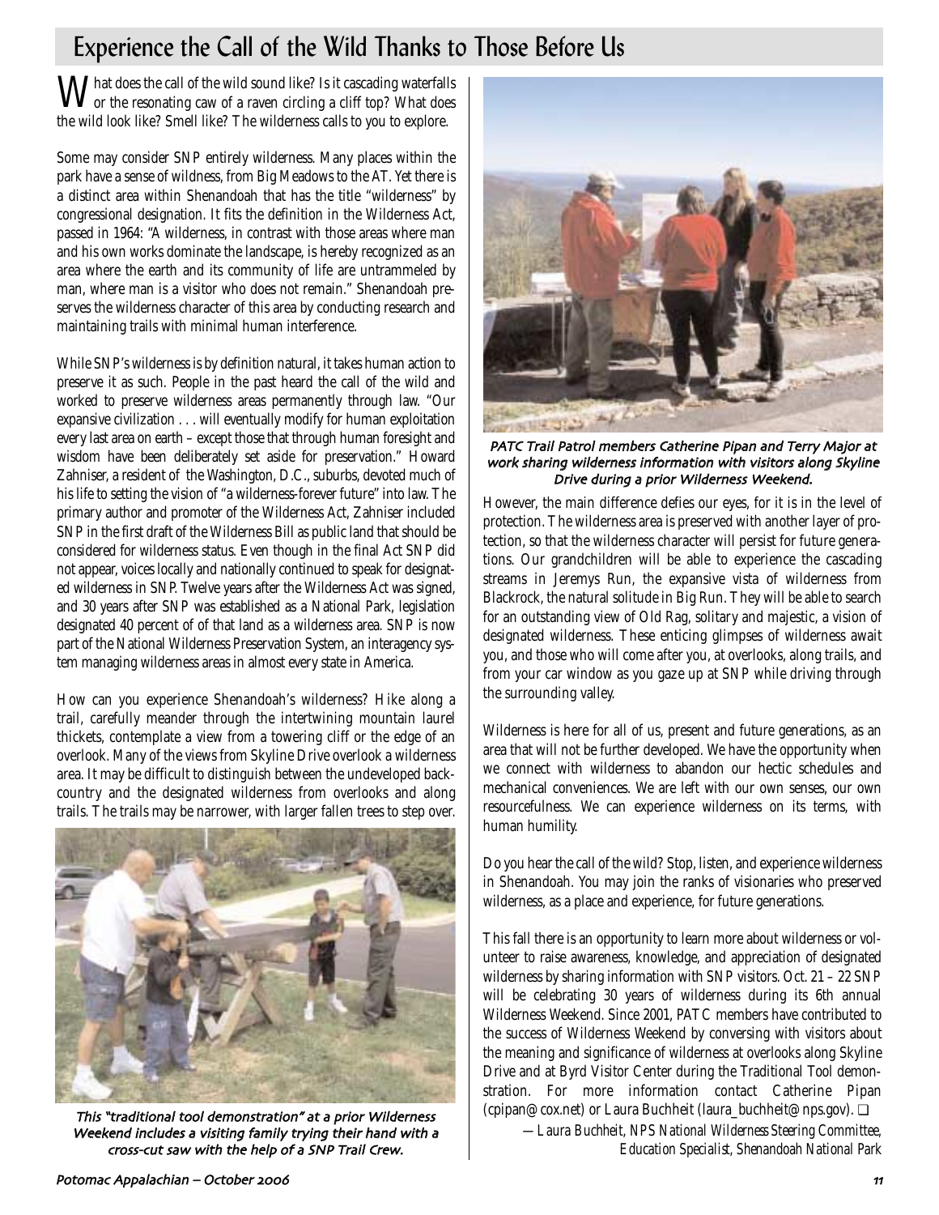# Experience the Call of the Wild Thanks to Those Before Us

What does the call of the wild sound like? Is it cascading waterfalls or the resonating caw of a raven circling a cliff top? What does the wild look like? Smell like? The wilderness calls to you to explore.

Some may consider SNP entirely wilderness. Many places within the park have a sense of wildness, from Big Meadows to the AT. Yet there is a distinct area within Shenandoah that has the title "wilderness" by congressional designation. It fits the definition in the Wilderness Act, passed in 1964: "A wilderness, in contrast with those areas where man and his own works dominate the landscape, is hereby recognized as an area where the earth and its community of life are untrammeled by man, where man is a visitor who does not remain." Shenandoah preserves the wilderness character of this area by conducting research and maintaining trails with minimal human interference.

While SNP's wilderness is by definition natural, it takes human action to preserve it as such. People in the past heard the call of the wild and worked to preserve wilderness areas permanently through law. "Our expansive civilization . . . will eventually modify for human exploitation every last area on earth – except those that through human foresight and wisdom have been deliberately set aside for preservation." Howard Zahniser, a resident of the Washington, D.C., suburbs, devoted much of his life to setting the vision of "a wilderness-forever future" into law. The primary author and promoter of the Wilderness Act, Zahniser included SNP in the first draft of the Wilderness Bill as public land that should be considered for wilderness status. Even though in the final Act SNP did not appear, voices locally and nationally continued to speak for designated wilderness in SNP. Twelve years after the Wilderness Act was signed, and 30 years after SNP was established as a National Park, legislation designated 40 percent of of that land as a wilderness area. SNP is now part of the National Wilderness Preservation System, an interagency system managing wilderness areas in almost every state in America.

How can you experience Shenandoah's wilderness? Hike along a trail, carefully meander through the intertwining mountain laurel thickets, contemplate a view from a towering cliff or the edge of an overlook. Many of the views from Skyline Drive overlook a wilderness area. It may be difficult to distinguish between the undeveloped backcountry and the designated wilderness from overlooks and along trails. The trails may be narrower, with larger fallen trees to step over.

*This "traditional tool demonstration" at a prior Wilderness Weekend includes a visiting family trying their hand with a cross-cut saw with the help of a SNP Trail Crew.*

*PATC Trail Patrol members Catherine Pipan and Terry Major at work sharing wilderness information with visitors along Skyline Drive during a prior Wilderness Weekend.*

However, the main difference defies our eyes, for it is in the level of protection. The wilderness area is preserved with another layer of protection, so that the wilderness character will persist for future generations. Our grandchildren will be able to experience the cascading streams in Jeremys Run, the expansive vista of wilderness from Blackrock, the natural solitude in Big Run. They will be able to search for an outstanding view of Old Rag, solitary and majestic, a vision of designated wilderness. These enticing glimpses of wilderness await you, and those who will come after you, at overlooks, along trails, and from your car window as you gaze up at SNP while driving through the surrounding valley.

Wilderness is here for all of us, present and future generations, as an area that will not be further developed. We have the opportunity when we connect with wilderness to abandon our hectic schedules and mechanical conveniences. We are left with our own senses, our own resourcefulness. We can experience wilderness on its terms, with human humility.

Do you hear the call of the wild? Stop, listen, and experience wilderness in Shenandoah. You may join the ranks of visionaries who preserved wilderness, as a place and experience, for future generations.

This fall there is an opportunity to learn more about wilderness or volunteer to raise awareness, knowledge, and appreciation of designated wilderness by sharing information with SNP visitors. Oct. 21 – 22 SNP will be celebrating 30 years of wilderness during its 6th annual Wilderness Weekend. Since 2001, PATC members have contributed to the success of Wilderness Weekend by conversing with visitors about the meaning and significance of wilderness at overlooks along Skyline Drive and at Byrd Visitor Center during the Traditional Tool demonstration. For more information contact Catherine Pipan (cpipan@cox.net) or Laura Buchheit (laura_buchheit@nps.gov). ❑

*—Laura Buchheit, NPS National Wilderness Steering Committee, Education Specialist, Shenandoah National Park*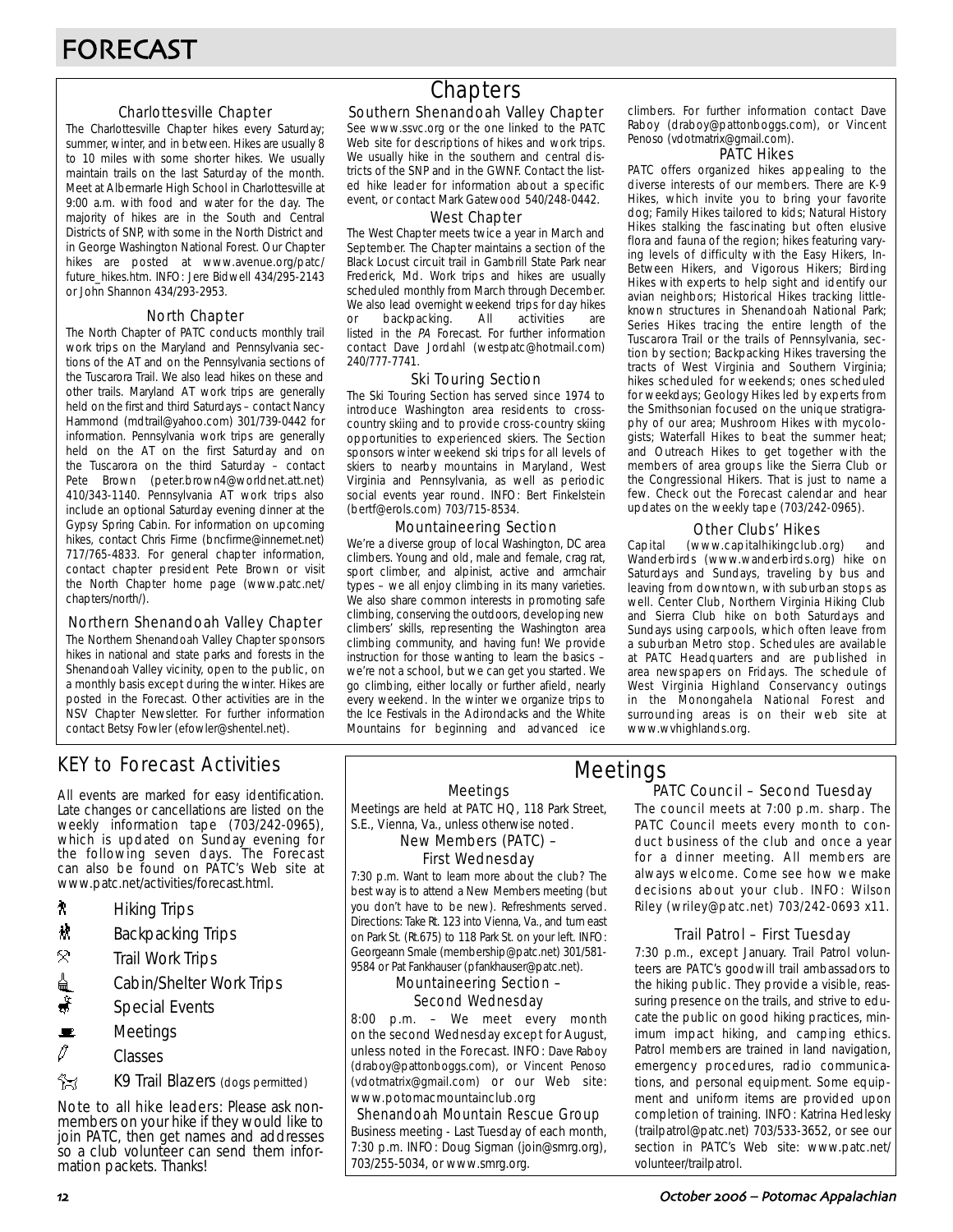# FORECAST

## Chapters

### Charlottesville Chapter

The Charlottesville Chapter hikes every Saturday; summer, winter, and in between. Hikes are usually 8 to 10 miles with some shorter hikes. We usually maintain trails on the last Saturday of the month. Meet at Albermarle High School in Charlottesville at 9:00 a.m. with food and water for the day. The majority of hikes are in the South and Central Districts of SNP, with some in the North District and in George Washington National Forest. Our Chapter hikes are posted at www.avenue.org/patc/future_hikes.htm. INFO: Jere Bidwell 434/295-2143 or John Shannon 434/293-2953.

### North Chapter

The North Chapter of PATC conducts monthly trail work trips on the Maryland and Pennsylvania sections of the AT and on the Pennsylvania sections of the Tuscarora Trail. We also lead hikes on these and other trails. Maryland AT work trips are generally held on the first and third Saturdays – contact Nancy Hammond (mdtrail@yahoo.com) 301/739-0442 for information. Pennsylvania work trips are generally held on the AT on the first Saturday and on the Tuscarora on the third Saturday – contact Pete Brown (peter.brown4@worldnet.att.net) 410/343-1140. Pennsylvania AT work trips also include an optional Saturday evening dinner at the Gypsy Spring Cabin. For information on upcoming hikes, contact Chris Firme (bncfirme@innernet.net) 717/765-4833. For general chapter information, contact chapter president Pete Brown or visit the North Chapter home page (www.patc.net/chapters/north/).

### Northern Shenandoah Valley Chapter

The Northern Shenandoah Valley Chapter sponsors hikes in national and state parks and forests in the Shenandoah Valley vicinity, open to the public, on a monthly basis except during the winter. Hikes are posted in the Forecast. Other activities are in the NSV Chapter Newsletter. For further information contact Betsy Fowler (efowler@shentel.net).

### Southern Shenandoah Valley Chapter

See www.ssvc.org or the one linked to the PATC Web site for descriptions of hikes and work trips. We usually hike in the southern and central districts of the SNP and in the GWNF. Contact the listed hike leader for information about a specific event, or contact Mark Gatewood 540/248-0442.

### West Chapter

The West Chapter meets twice a year in March and September. The Chapter maintains a section of the Black Locust circuit trail in Gambrill State Park near Frederick, Md. Work trips and hikes are usually scheduled monthly from March through December. We also lead overnight weekend trips for day hikes or backpacking. All activities are listed in the *PA* Forecast. For further information contact Dave Jordahl (westpatc@hotmail.com) 240/777-7741.

### Ski Touring Section

The Ski Touring Section has served since 1974 to introduce Washington area residents to cross-country skiing and to provide cross-country skiing opportunities to experienced skiers. The Section sponsors winter weekend ski trips for all levels of skiers to nearby mountains in Maryland, West Virginia and Pennsylvania, as well as periodic social events year round. INFO: Bert Finkelstein (bertf@erols.com) 703/715-8534.

### Mountaineering Section

We're a diverse group of local Washington, DC area climbers. Young and old, male and female, crag rat, sport climber, and alpinist, active and armchair types – we all enjoy climbing in its many varieties. We also share common interests in promoting safe climbing, conserving the outdoors, developing new climbers' skills, representing the Washington area climbing community, and having fun! We provide instruction for those wanting to learn the basics – we're not a school, but we can get you started. We go climbing, either locally or further afield, nearly every weekend. In the winter we organize trips to the Ice Festivals in the Adirondacks and the White Mountains for beginning and advanced ice climbers. For further information contact Dave Raboy (draboy@pattonboggs.com), or Vincent Penoso (vdotmatrix@gmail.com).

### PATC Hikes

PATC offers organized hikes appealing to the diverse interests of our members. There are K-9 Hikes, which invite you to bring your favorite dog; Family Hikes tailored to kids; Natural History Hikes stalking the fascinating but often elusive flora and fauna of the region; hikes featuring varying levels of difficulty with the Easy Hikers, In-Between Hikers, and Vigorous Hikers; Birding Hikes with experts to help sight and identify our avian neighbors; Historical Hikes tracking little-known structures in Shenandoah National Park; Series Hikes tracing the entire length of the Tuscarora Trail or the trails of Pennsylvania, section by section; Backpacking Hikes traversing the tracts of West Virginia and Southern Virginia; hikes scheduled for weekends; ones scheduled for weekdays; Geology Hikes led by experts from the Smithsonian focused on the unique stratigraphy of our area; Mushroom Hikes with mycologists; Waterfall Hikes to beat the summer heat; and Outreach Hikes to get together with the members of area groups like the Sierra Club or the Congressional Hikers. That is just to name a few. Check out the Forecast calendar and hear updates on the weekly tape (703/242-0965).

### Other Clubs' Hikes

Capital (www.capitalhikingclub.org) and Wanderbirds (www.wanderbirds.org) hike on Saturdays and Sundays, traveling by bus and leaving from downtown, with suburban stops as well. Center Club, Northern Virginia Hiking Club and Sierra Club hike on both Saturdays and Sundays using carpools, which often leave from a suburban Metro stop. Schedules are available at PATC Headquarters and are published in area newspapers on Fridays. The schedule of West Virginia Highland Conservancy outings in the Monongahela National Forest and surrounding areas is on their web site at www.wvhighlands.org.

## KEY to Forecast Activities

All events are marked for easy identification. Late changes or cancellations are listed on the weekly information tape (703/242-0965), which is updated on Sunday evening for the following seven days. The Forecast can also be found on PATC's Web site at www.patc.net/activities/forecast.html.

- Hiking Trips
- Backpacking Trips
- Trail Work Trips
- Cabin/Shelter Work Trips
- Special Events
- Meetings
- Classes
- K9 Trail Blazers (dogs permitted)

Note to all hike leaders: Please ask nonmembers on your hike if they would like to join PATC, then get names and addresses so a club volunteer can send them information packets. Thanks!

## Meetings

### Meetings

Meetings are held at PATC HQ, 118 Park Street, S.E., Vienna, Va., unless otherwise noted.

### New Members (PATC) – First Wednesday

7:30 p.m. Want to learn more about the club? The best way is to attend a New Members meeting (but you don't have to be new). Refreshments served. Directions: Take Rt. 123 into Vienna, Va., and turn east on Park St. (Rt.675) to 118 Park St. on your left. INFO: Georgeann Smale (membership@patc.net) 301/581-9584 or Pat Fankhauser (pfankhauser@patc.net).

### Mountaineering Section – Second Wednesday

8:00 p.m. – We meet every month on the second Wednesday except for August, unless noted in the Forecast. INFO: Dave Raboy (draboy@pattonboggs.com), or Vincent Penoso (vdotmatrix@gmail.com) or our Web site: www.potomacmountainclub.org

### Shenandoah Mountain Rescue Group

Business meeting - Last Tuesday of each month, 7:30 p.m. INFO: Doug Sigman (join@smrg.org), 703/255-5034, or www.smrg.org.

### PATC Council – Second Tuesday

The council meets at 7:00 p.m. sharp. The PATC Council meets every month to conduct business of the club and once a year for a dinner meeting. All members are always welcome. Come see how we make decisions about your club. INFO: Wilson Riley (wriley@patc.net) 703/242-0693 x11.

### Trail Patrol – First Tuesday

7:30 p.m., except January. Trail Patrol volunteers are PATC's goodwill trail ambassadors to the hiking public. They provide a visible, reassuring presence on the trails, and strive to educate the public on good hiking practices, minimum impact hiking, and camping ethics. Patrol members are trained in land navigation, emergency procedures, radio communications, and personal equipment. Some equipment and uniform items are provided upon completion of training. INFO: Katrina Hedlesky (trailpatrol@patc.net) 703/533-3652, or see our section in PATC's Web site: www.patc.net/volunteer/trailpatrol.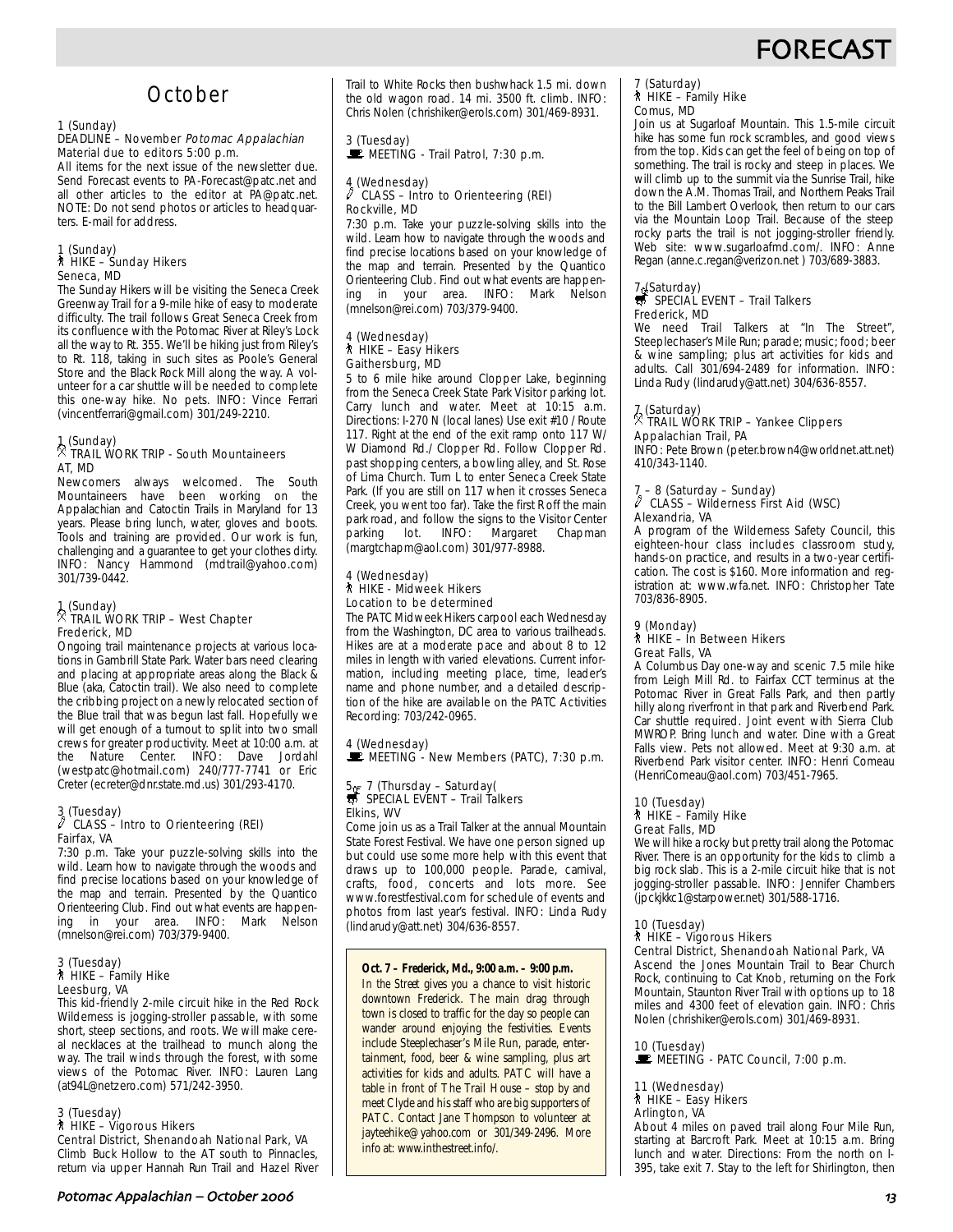# FORECAST

## October

1 (Sunday)
DEADLINE – November *Potomac Appalachian*
Material due to editors 5:00 p.m.
All items for the next issue of the newsletter due. Send Forecast events to PA-Forecast@patc.net and all other articles to the editor at PA@patc.net. NOTE: Do not send photos or articles to headquarters. E-mail for address.

1 (Sunday)
HIKE – Sunday Hikers
Seneca, MD
The Sunday Hikers will be visiting the Seneca Creek Greenway Trail for a 9-mile hike of easy to moderate difficulty. The trail follows Great Seneca Creek from its confluence with the Potomac River at Riley's Lock all the way to Rt. 355. We'll be hiking just from Riley's to Rt. 118, taking in such sites as Poole's General Store and the Black Rock Mill along the way. A volunteer for a car shuttle will be needed to complete this one-way hike. No pets. INFO: Vince Ferrari (vincentferrari@gmail.com) 301/249-2210.

1 (Sunday)
TRAIL WORK TRIP - South Mountaineers
AT, MD
Newcomers always welcomed. The South Mountaineers have been working on the Appalachian and Catoctin Trails in Maryland for 13 years. Please bring lunch, water, gloves and boots. Tools and training are provided. Our work is fun, challenging and a guarantee to get your clothes dirty. INFO: Nancy Hammond (mdtrail@yahoo.com) 301/739-0442.

1 (Sunday)
TRAIL WORK TRIP – West Chapter
Frederick, MD
Ongoing trail maintenance projects at various locations in Gambrill State Park. Water bars need clearing and placing at appropriate areas along the Black & Blue (aka, Catoctin trail). We also need to complete the cribbing project on a newly relocated section of the Blue trail that was begun last fall. Hopefully we will get enough of a turnout to split into two small crews for greater productivity. Meet at 10:00 a.m. at the Nature Center. INFO: Dave Jordahl (westpatc@hotmail.com) 240/777-7741 or Eric Creter (ecreter@dnr.state.md.us) 301/293-4170.

3 (Tuesday)
CLASS – Intro to Orienteering (REI)
Fairfax, VA
7:30 p.m. Take your puzzle-solving skills into the wild. Learn how to navigate through the woods and find precise locations based on your knowledge of the map and terrain. Presented by the Quantico Orienteering Club. Find out what events are happening in your area. INFO: Mark Nelson (mnelson@rei.com) 703/379-9400.

3 (Tuesday)
HIKE – Family Hike
Leesburg, VA
This kid-friendly 2-mile circuit hike in the Red Rock Wilderness is jogging-stroller passable, with some short, steep sections, and roots. We will make cereal necklaces at the trailhead to munch along the way. The trail winds through the forest, with some views of the Potomac River. INFO: Lauren Lang (at94L@netzero.com) 571/242-3950.

3 (Tuesday)
HIKE – Vigorous Hikers
Central District, Shenandoah National Park, VA
Climb Buck Hollow to the AT south to Pinnacles, return via upper Hannah Run Trail and Hazel River Trail to White Rocks then bushwhack 1.5 mi. down the old wagon road. 14 mi. 3500 ft. climb. INFO: Chris Nolen (chrishiker@erols.com) 301/469-8931.

3 (Tuesday)
MEETING - Trail Patrol, 7:30 p.m.

4 (Wednesday)
CLASS – Intro to Orienteering (REI)
Rockville, MD
7:30 p.m. Take your puzzle-solving skills into the wild. Learn how to navigate through the woods and find precise locations based on your knowledge of the map and terrain. Presented by the Quantico Orienteering Club. Find out what events are happening in your area. INFO: Mark Nelson (mnelson@rei.com) 703/379-9400.

4 (Wednesday)
HIKE – Easy Hikers
Gaithersburg, MD
5 to 6 mile hike around Clopper Lake, beginning from the Seneca Creek State Park Visitor parking lot. Carry lunch and water. Meet at 10:15 a.m. Directions: I-270 N (local lanes) Use exit #10 / Route 117. Right at the end of the exit ramp onto 117 W/ W Diamond Rd./ Clopper Rd. Follow Clopper Rd. past shopping centers, a bowling alley, and St. Rose of Lima Church. Turn L to enter Seneca Creek State Park. (If you are still on 117 when it crosses Seneca Creek, you went too far). Take the first R off the main park road, and follow the signs to the Visitor Center parking lot. INFO: Margaret Chapman (margtchapm@aol.com) 301/977-8988.

4 (Wednesday)
HIKE - Midweek Hikers
Location to be determined
The PATC Midweek Hikers carpool each Wednesday from the Washington, DC area to various trailheads. Hikes are at a moderate pace and about 8 to 12 miles in length with varied elevations. Current information, including meeting place, time, leader's name and phone number, and a detailed description of the hike are available on the PATC Activities Recording: 703/242-0965.

4 (Wednesday)
MEETING - New Members (PATC), 7:30 p.m.

5 – 7 (Thursday – Saturday)
SPECIAL EVENT – Trail Talkers
Elkins, WV
Come join us as a Trail Talker at the annual Mountain State Forest Festival. We have one person signed up but could use some more help with this event that draws up to 100,000 people. Parade, carnival, crafts, food, concerts and lots more. See www.forestfestival.com for schedule of events and photos from last year's festival. INFO: Linda Rudy (lindarudy@att.net) 304/636-8557.

> **Oct. 7 – Frederick, Md., 9:00 a.m. – 9:00 p.m.**
> *In the Street* gives you a chance to visit historic downtown Frederick. The main drag through town is closed to traffic for the day so people can wander around enjoying the festivities. Events include Steeplechaser's Mile Run, parade, entertainment, food, beer & wine sampling, plus art activities for kids and adults. PATC will have a table in front of The Trail House – stop by and meet Clyde and his staff who are big supporters of PATC. Contact Jane Thompson to volunteer at jayteehike@yahoo.com or 301/349-2496. More info at: www.inthestreet.info/.

7 (Saturday)
HIKE – Family Hike
Comus, MD
Join us at Sugarloaf Mountain. This 1.5-mile circuit hike has some fun rock scrambles, and good views from the top. Kids can get the feel of being on top of something. The trail is rocky and steep in places. We will climb up to the summit via the Sunrise Trail, hike down the A.M. Thomas Trail, and Northern Peaks Trail to the Bill Lambert Overlook, then return to our cars via the Mountain Loop Trail. Because of the steep rocky parts the trail is not jogging-stroller friendly. Web site: www.sugarloafmd.com/. INFO: Anne Regan (anne.c.regan@verizon.net ) 703/689-3883.

7 (Saturday)
SPECIAL EVENT – Trail Talkers
Frederick, MD
We need Trail Talkers at "In The Street", Steeplechaser's Mile Run; parade; music; food; beer & wine sampling; plus art activities for kids and adults. Call 301/694-2489 for information. INFO: Linda Rudy (lindarudy@att.net) 304/636-8557.

7 (Saturday)
TRAIL WORK TRIP – Yankee Clippers
Appalachian Trail, PA
INFO: Pete Brown (peter.brown4@worldnet.att.net) 410/343-1140.

7 – 8 (Saturday – Sunday)
CLASS – Wilderness First Aid (WSC)
Alexandria, VA
A program of the Wilderness Safety Council, this eighteen-hour class includes classroom study, hands-on practice, and results in a two-year certification. The cost is $160. More information and registration at: www.wfa.net. INFO: Christopher Tate 703/836-8905.

9 (Monday)
HIKE – In Between Hikers
Great Falls, VA
A Columbus Day one-way and scenic 7.5 mile hike from Leigh Mill Rd. to Fairfax CCT terminus at the Potomac River in Great Falls Park, and then partly hilly along riverfront in that park and Riverbend Park. Car shuttle required. Joint event with Sierra Club MWROP. Bring lunch and water. Dine with a Great Falls view. Pets not allowed. Meet at 9:30 a.m. at Riverbend Park visitor center. INFO: Henri Comeau (HenriComeau@aol.com) 703/451-7965.

10 (Tuesday)
HIKE – Family Hike
Great Falls, MD
We will hike a rocky but pretty trail along the Potomac River. There is an opportunity for the kids to climb a big rock slab. This is a 2-mile circuit hike that is not jogging-stroller passable. INFO: Jennifer Chambers (jpckjkkc1@starpower.net) 301/588-1716.

10 (Tuesday)
HIKE – Vigorous Hikers
Central District, Shenandoah National Park, VA
Ascend the Jones Mountain Trail to Bear Church Rock, continuing to Cat Knob, returning on the Fork Mountain, Staunton River Trail with options up to 18 miles and 4300 feet of elevation gain. INFO: Chris Nolen (chrishiker@erols.com) 301/469-8931.

10 (Tuesday)
MEETING - PATC Council, 7:00 p.m.

11 (Wednesday)
HIKE – Easy Hikers
Arlington, VA
About 4 miles on paved trail along Four Mile Run, starting at Barcroft Park. Meet at 10:15 a.m. Bring lunch and water. Directions: From the north on I-395, take exit 7. Stay to the left for Shirlington, then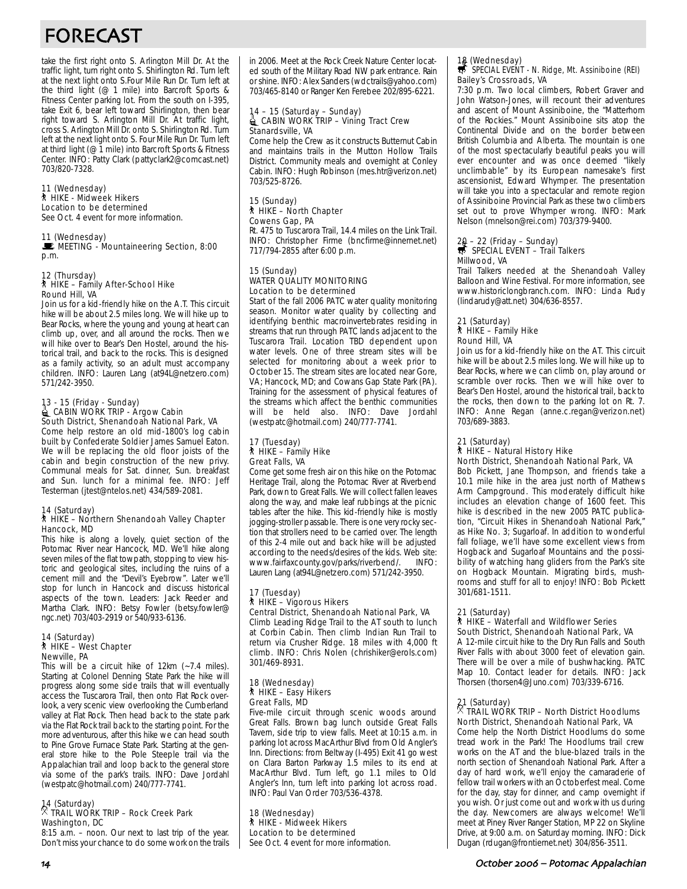# FORECAST

take the first right onto S. Arlington Mill Dr. At the traffic light, turn right onto S. Shirlington Rd. Turn left at the next light onto S.Four Mile Run Dr. Turn left at the third light (@ 1 mile) into Barcroft Sports & Fitness Center parking lot. From the south on I-395, take Exit 6, bear left toward Shirlington, then bear right toward S. Arlington Mill Dr. At traffic light, cross S. Arlington Mill Dr. onto S. Shirlington Rd. Turn left at the next light onto S. Four Mile Run Dr. Turn left at third light (@ 1 mile) into Barcroft Sports & Fitness Center. INFO: Patty Clark (pattyclark2@comcast.net) 703/820-7328.

11 (Wednesday)
HIKE - Midweek Hikers
Location to be determined
See Oct. 4 event for more information.

11 (Wednesday)
MEETING - Mountaineering Section, 8:00 p.m.

12 (Thursday)
HIKE – Family After-School Hike
Round Hill, VA
Join us for a kid-friendly hike on the A.T. This circuit hike will be about 2.5 miles long. We will hike up to Bear Rocks, where the young and young at heart can climb up, over, and all around the rocks. Then we will hike over to Bear's Den Hostel, around the historical trail, and back to the rocks. This is designed as a family activity, so an adult must accompany children. INFO: Lauren Lang (at94L@netzero.com) 571/242-3950.

13 - 15 (Friday - Sunday)
CABIN WORK TRIP - Argow Cabin
South District, Shenandoah National Park, VA
Come help restore an old mid-1800's log cabin built by Confederate Soldier James Samuel Eaton. We will be replacing the old floor joists of the cabin and begin construction of the new privy. Communal meals for Sat. dinner, Sun. breakfast and Sun. lunch for a minimal fee. INFO: Jeff Testerman (jtest@ntelos.net) 434/589-2081.

14 (Saturday)
HIKE – Northern Shenandoah Valley Chapter
Hancock, MD
This hike is along a lovely, quiet section of the Potomac River near Hancock, MD. We'll hike along seven miles of the flat towpath, stopping to view historic and geological sites, including the ruins of a cement mill and the "Devil's Eyebrow". Later we'll stop for lunch in Hancock and discuss historical aspects of the town. Leaders: Jack Reeder and Martha Clark. INFO: Betsy Fowler (betsy.fowler@ngc.net) 703/403-2919 or 540/933-6136.

14 (Saturday)
HIKE – West Chapter
Newville, PA
This will be a circuit hike of 12km (~7.4 miles). Starting at Colonel Denning State Park the hike will progress along some side trails that will eventually access the Tuscarora Trail, then onto Flat Rock overlook, a very scenic view overlooking the Cumberland valley at Flat Rock. Then head back to the state park via the Flat Rock trail back to the starting point. For the more adventurous, after this hike we can head south to Pine Grove Furnace State Park. Starting at the general store hike to the Pole Steeple trail via the Appalachian trail and loop back to the general store via some of the park's trails. INFO: Dave Jordahl (westpatc@hotmail.com) 240/777-7741.

14 (Saturday)
TRAIL WORK TRIP – Rock Creek Park
Washington, DC
8:15 a.m. – noon. Our next to last trip of the year. Don't miss your chance to do some work on the trails in 2006. Meet at the Rock Creek Nature Center located south of the Military Road NW park entrance. Rain or shine. INFO: Alex Sanders (wdctrails@yahoo.com) 703/465-8140 or Ranger Ken Ferebee 202/895-6221.

14 – 15 (Saturday – Sunday)
CABIN WORK TRIP – Vining Tract Crew
Stanardsville, VA
Come help the Crew as it constructs Butternut Cabin and maintains trails in the Mutton Hollow Trails District. Community meals and overnight at Conley Cabin. INFO: Hugh Robinson (mes.htr@verizon.net) 703/525-8726.

15 (Sunday)
HIKE – North Chapter
Cowens Gap, PA
Rt. 475 to Tuscarora Trail, 14.4 miles on the Link Trail. INFO: Christopher Firme (bncfirme@innernet.net) 717/794-2855 after 6:00 p.m.

15 (Sunday)
WATER QUALITY MONITORING
Location to be determined
Start of the fall 2006 PATC water quality monitoring season. Monitor water quality by collecting and identifying benthic macroinvertebrates residing in streams that run through PATC lands adjacent to the Tuscarora Trail. Location TBD dependent upon water levels. One of three stream sites will be selected for monitoring about a week prior to October 15. The stream sites are located near Gore, VA; Hancock, MD; and Cowans Gap State Park (PA). Training for the assessment of physical features of the streams which affect the benthic communities will be held also. INFO: Dave Jordahl (westpatc@hotmail.com) 240/777-7741.

17 (Tuesday)
HIKE – Family Hike
Great Falls, VA
Come get some fresh air on this hike on the Potomac Heritage Trail, along the Potomac River at Riverbend Park, down to Great Falls. We will collect fallen leaves along the way, and make leaf rubbings at the picnic tables after the hike. This kid-friendly hike is mostly jogging-stroller passable. There is one very rocky section that strollers need to be carried over. The length of this 2-4 mile out and back hike will be adjusted according to the needs/desires of the kids. Web site: www.fairfaxcounty.gov/parks/riverbend/. INFO: Lauren Lang (at94L@netzero.com) 571/242-3950.

17 (Tuesday)
HIKE – Vigorous Hikers
Central District, Shenandoah National Park, VA
Climb Leading Ridge Trail to the AT south to lunch at Corbin Cabin. Then climb Indian Run Trail to return via Crusher Ridge. 18 miles with 4,000 ft climb. INFO: Chris Nolen (chrishiker@erols.com) 301/469-8931.

18 (Wednesday)
HIKE – Easy Hikers
Great Falls, MD
Five-mile circuit through scenic woods around Great Falls. Brown bag lunch outside Great Falls Tavern, side trip to view falls. Meet at 10:15 a.m. in parking lot across MacArthur Blvd from Old Angler's Inn. Directions: from Beltway (I-495) Exit 41 go west on Clara Barton Parkway 1.5 miles to its end at MacArthur Blvd. Turn left, go 1.1 miles to Old Angler's Inn, turn left into parking lot across road. INFO: Paul Van Order 703/536-4378.

18 (Wednesday)
HIKE - Midweek Hikers
Location to be determined
See Oct. 4 event for more information.

18 (Wednesday)
SPECIAL EVENT - N. Ridge, Mt. Assiniboine (REI)
Bailey's Crossroads, VA
7:30 p.m. Two local climbers, Robert Graver and John Watson-Jones, will recount their adventures and ascent of Mount Assiniboine, the "Matterhorn of the Rockies." Mount Assiniboine sits atop the Continental Divide and on the border between British Columbia and Alberta. The mountain is one of the most spectacularly beautiful peaks you will ever encounter and was once deemed "likely unclimbable" by its European namesake's first ascensionist, Edward Whymper. The presentation will take you into a spectacular and remote region of Assiniboine Provincial Park as these two climbers set out to prove Whymper wrong. INFO: Mark Nelson (mnelson@rei.com) 703/379-9400.

20 – 22 (Friday – Sunday)
SPECIAL EVENT – Trail Talkers
Millwood, VA
Trail Talkers needed at the Shenandoah Valley Balloon and Wine Festival. For more information, see www.historiclongbranch.com. INFO: Linda Rudy (lindarudy@att.net) 304/636-8557.

21 (Saturday)
HIKE – Family Hike
Round Hill, VA
Join us for a kid-friendly hike on the AT. This circuit hike will be about 2.5 miles long. We will hike up to Bear Rocks, where we can climb on, play around or scramble over rocks. Then we will hike over to Bear's Den Hostel, around the historical trail, back to the rocks, then down to the parking lot on Rt. 7. INFO: Anne Regan (anne.c.regan@verizon.net) 703/689-3883.

21 (Saturday)
HIKE – Natural History Hike
North District, Shenandoah National Park, VA
Bob Pickett, Jane Thompson, and friends take a 10.1 mile hike in the area just north of Mathews Arm Campground. This moderately difficult hike includes an elevation change of 1600 feet. This hike is described in the new 2005 PATC publication, "Circuit Hikes in Shenandoah National Park," as Hike No. 3; Sugarloaf. In addition to wonderful fall foliage, we'll have some excellent views from Hogback and Sugarloaf Mountains and the possibility of watching hang gliders from the Park's site on Hogback Mountain. Migrating birds, mushrooms and stuff for all to enjoy! INFO: Bob Pickett 301/681-1511.

21 (Saturday)
HIKE – Waterfall and Wildflower Series
South District, Shenandoah National Park, VA
A 12-mile circuit hike to the Dry Run Falls and South River Falls with about 3000 feet of elevation gain. There will be over a mile of bushwhacking. PATC Map 10. Contact leader for details. INFO: Jack Thorsen (thorsen4@Juno.com) 703/339-6716.

21 (Saturday)
TRAIL WORK TRIP – North District Hoodlums
North District, Shenandoah National Park, VA
Come help the North District Hoodlums do some tread work in the Park! The Hoodlums trail crew works on the AT and the blue-blazed trails in the north section of Shenandoah National Park. After a day of hard work, we'll enjoy the camaraderie of fellow trail workers with an Octoberfest meal. Come for the day, stay for dinner, and camp overnight if you wish. Or just come out and work with us during the day. Newcomers are always welcome! We'll meet at Piney River Ranger Station, MP 22 on Skyline Drive, at 9:00 a.m. on Saturday morning. INFO: Dick Dugan (rdugan@frontiernet.net) 304/856-3511.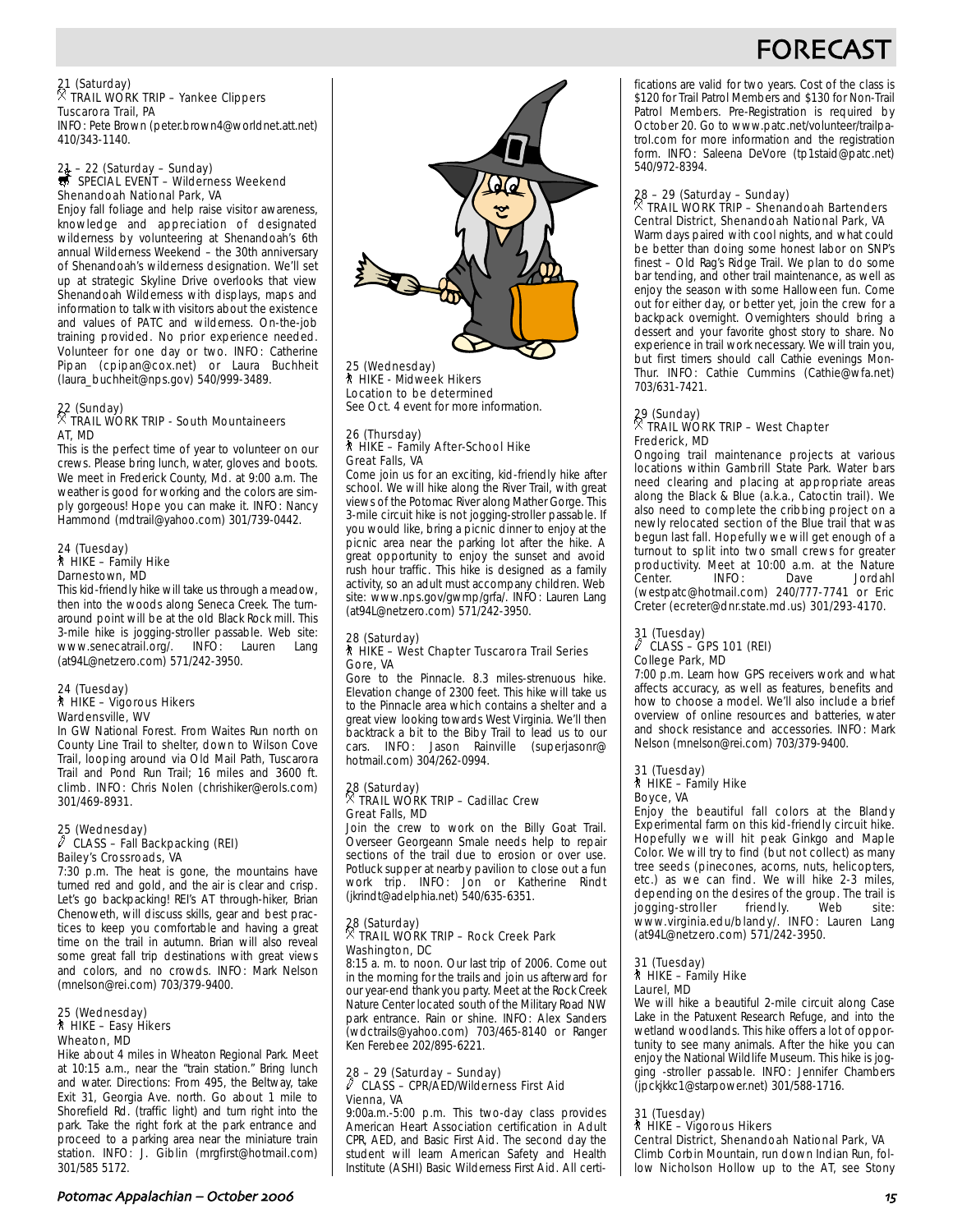21 (Saturday)
TRAIL WORK TRIP – Yankee Clippers
Tuscarora Trail, PA
INFO: Pete Brown (peter.brown4@worldnet.att.net) 410/343-1140.

21 – 22 (Saturday – Sunday)
SPECIAL EVENT – Wilderness Weekend
Shenandoah National Park, VA
Enjoy fall foliage and help raise visitor awareness, knowledge and appreciation of designated wilderness by volunteering at Shenandoah's 6th annual Wilderness Weekend – the 30th anniversary of Shenandoah's wilderness designation. We'll set up at strategic Skyline Drive overlooks that view Shenandoah Wilderness with displays, maps and information to talk with visitors about the existence and values of PATC and wilderness. On-the-job training provided. No prior experience needed. Volunteer for one day or two. INFO: Catherine Pipan (cpipan@cox.net) or Laura Buchheit (laura_buchheit@nps.gov) 540/999-3489.

22 (Sunday)
TRAIL WORK TRIP - South Mountaineers
AT, MD
This is the perfect time of year to volunteer on our crews. Please bring lunch, water, gloves and boots. We meet in Frederick County, Md. at 9:00 a.m. The weather is good for working and the colors are simply gorgeous! Hope you can make it. INFO: Nancy Hammond (mdtrail@yahoo.com) 301/739-0442.

24 (Tuesday)
HIKE – Family Hike
Darnestown, MD
This kid-friendly hike will take us through a meadow, then into the woods along Seneca Creek. The turnaround point will be at the old Black Rock mill. This 3-mile hike is jogging-stroller passable. Web site: www.senecatrail.org/. INFO: Lauren Lang (at94L@netzero.com) 571/242-3950.

24 (Tuesday)
HIKE – Vigorous Hikers
Wardensville, WV
In GW National Forest. From Waites Run north on County Line Trail to shelter, down to Wilson Cove Trail, looping around via Old Mail Path, Tuscarora Trail and Pond Run Trail; 16 miles and 3600 ft. climb. INFO: Chris Nolen (chrishiker@erols.com) 301/469-8931.

25 (Wednesday)
CLASS – Fall Backpacking (REI)
Bailey's Crossroads, VA
7:30 p.m. The heat is gone, the mountains have turned red and gold, and the air is clear and crisp. Let's go backpacking! REI's AT through-hiker, Brian Chenoweth, will discuss skills, gear and best practices to keep you comfortable and having a great time on the trail in autumn. Brian will also reveal some great fall trip destinations with great views and colors, and no crowds. INFO: Mark Nelson (mnelson@rei.com) 703/379-9400.

25 (Wednesday)
HIKE – Easy Hikers
Wheaton, MD
Hike about 4 miles in Wheaton Regional Park. Meet at 10:15 a.m., near the "train station." Bring lunch and water. Directions: From 495, the Beltway, take Exit 31, Georgia Ave. north. Go about 1 mile to Shorefield Rd. (traffic light) and turn right into the park. Take the right fork at the park entrance and proceed to a parking area near the miniature train station. INFO: J. Giblin (mrgfirst@hotmail.com) 301/585 5172.

25 (Wednesday)
HIKE - Midweek Hikers
Location to be determined
See Oct. 4 event for more information.

26 (Thursday)
HIKE – Family After-School Hike
Great Falls, VA
Come join us for an exciting, kid-friendly hike after school. We will hike along the River Trail, with great views of the Potomac River along Mather Gorge. This 3-mile circuit hike is not jogging-stroller passable. If you would like, bring a picnic dinner to enjoy at the picnic area near the parking lot after the hike. A great opportunity to enjoy the sunset and avoid rush hour traffic. This hike is designed as a family activity, so an adult must accompany children. Web site: www.nps.gov/gwmp/grfa/. INFO: Lauren Lang (at94L@netzero.com) 571/242-3950.

28 (Saturday)
HIKE – West Chapter Tuscarora Trail Series
Gore, VA
Gore to the Pinnacle. 8.3 miles-strenuous hike. Elevation change of 2300 feet. This hike will take us to the Pinnacle area which contains a shelter and a great view looking towards West Virginia. We'll then backtrack a bit to the Biby Trail to lead us to our cars. INFO: Jason Rainville (superjasonr@hotmail.com) 304/262-0994.

28 (Saturday)
TRAIL WORK TRIP – Cadillac Crew
Great Falls, MD
Join the crew to work on the Billy Goat Trail. Overseer Georgeann Smale needs help to repair sections of the trail due to erosion or over use. Potluck supper at nearby pavilion to close out a fun work trip. INFO: Jon or Katherine Rindt (jkrindt@adelphia.net) 540/635-6351.

28 (Saturday)
TRAIL WORK TRIP – Rock Creek Park
Washington, DC
8:15 a. m. to noon. Our last trip of 2006. Come out in the morning for the trails and join us afterward for our year-end thank you party. Meet at the Rock Creek Nature Center located south of the Military Road NW park entrance. Rain or shine. INFO: Alex Sanders (wdctrails@yahoo.com) 703/465-8140 or Ranger Ken Ferebee 202/895-6221.

28 – 29 (Saturday – Sunday)
CLASS – CPR/AED/Wilderness First Aid
Vienna, VA
9:00a.m.-5:00 p.m. This two-day class provides American Heart Association certification in Adult CPR, AED, and Basic First Aid. The second day the student will learn American Safety and Health Institute (ASHI) Basic Wilderness First Aid. All certifications are valid for two years. Cost of the class is $120 for Trail Patrol Members and $130 for Non-Trail Patrol Members. Pre-Registration is required by October 20. Go to www.patc.net/volunteer/trailpatrol.com for more information and the registration form. INFO: Saleena DeVore (tp1staid@patc.net) 540/972-8394.

28 – 29 (Saturday – Sunday)
TRAIL WORK TRIP – Shenandoah Bartenders
Central District, Shenandoah National Park, VA
Warm days paired with cool nights, and what could be better than doing some honest labor on SNP's finest – Old Rag's Ridge Trail. We plan to do some bar tending, and other trail maintenance, as well as enjoy the season with some Halloween fun. Come out for either day, or better yet, join the crew for a backpack overnight. Overnighters should bring a dessert and your favorite ghost story to share. No experience in trail work necessary. We will train you, but first timers should call Cathie evenings Mon-Thur. INFO: Cathie Cummins (Cathie@wfa.net) 703/631-7421.

29 (Sunday)
TRAIL WORK TRIP – West Chapter
Frederick, MD
Ongoing trail maintenance projects at various locations within Gambrill State Park. Water bars need clearing and placing at appropriate areas along the Black & Blue (a.k.a., Catoctin trail). We also need to complete the cribbing project on a newly relocated section of the Blue trail that was begun last fall. Hopefully we will get enough of a turnout to split into two small crews for greater productivity. Meet at 10:00 a.m. at the Nature Center. INFO: Dave Jordahl (westpatc@hotmail.com) 240/777-7741 or Eric Creter (ecreter@dnr.state.md.us) 301/293-4170.

31 (Tuesday)
CLASS – GPS 101 (REI)
College Park, MD
7:00 p.m. Learn how GPS receivers work and what affects accuracy, as well as features, benefits and how to choose a model. We'll also include a brief overview of online resources and batteries, water and shock resistance and accessories. INFO: Mark Nelson (mnelson@rei.com) 703/379-9400.

31 (Tuesday)
HIKE – Family Hike
Boyce, VA
Enjoy the beautiful fall colors at the Blandy Experimental farm on this kid-friendly circuit hike. Hopefully we will hit peak Ginkgo and Maple Color. We will try to find (but not collect) as many tree seeds (pinecones, acorns, nuts, helicopters, etc.) as we can find. We will hike 2-3 miles, depending on the desires of the group. The trail is jogging-stroller friendly. Web site: www.virginia.edu/blandy/. INFO: Lauren Lang (at94L@netzero.com) 571/242-3950.

31 (Tuesday)
HIKE – Family Hike
Laurel, MD
We will hike a beautiful 2-mile circuit along Case Lake in the Patuxent Research Refuge, and into the wetland woodlands. This hike offers a lot of opportunity to see many animals. After the hike you can enjoy the National Wildlife Museum. This hike is jogging -stroller passable. INFO: Jennifer Chambers (jpckjkkc1@starpower.net) 301/588-1716.

31 (Tuesday)
HIKE – Vigorous Hikers
Central District, Shenandoah National Park, VA
Climb Corbin Mountain, run down Indian Run, follow Nicholson Hollow up to the AT, see Stony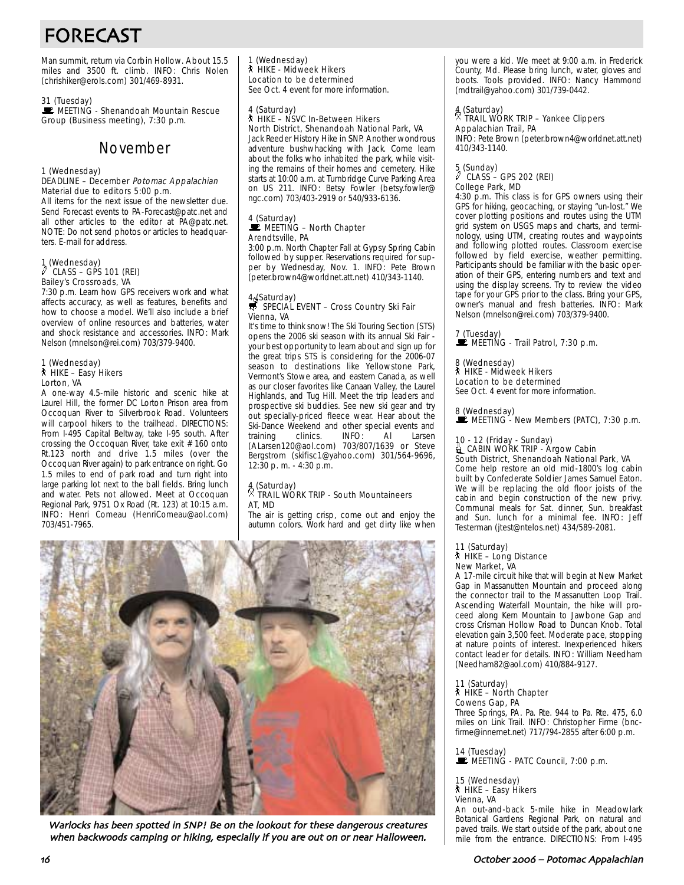# FORECAST

Man summit, return via Corbin Hollow. About 15.5 miles and 3500 ft. climb. INFO: Chris Nolen (chrishiker@erols.com) 301/469-8931.

31 (Tuesday)
MEETING - Shenandoah Mountain Rescue Group (Business meeting), 7:30 p.m.

## November

1 (Wednesday)
DEADLINE – December *Potomac Appalachian*
Material due to editors 5:00 p.m.
All items for the next issue of the newsletter due. Send Forecast events to PA-Forecast@patc.net and all other articles to the editor at PA@patc.net. NOTE: Do not send photos or articles to headquarters. E-mail for address.

1 (Wednesday)
CLASS – GPS 101 (REI)
Bailey's Crossroads, VA
7:30 p.m. Learn how GPS receivers work and what affects accuracy, as well as features, benefits and how to choose a model. We'll also include a brief overview of online resources and batteries, water and shock resistance and accessories. INFO: Mark Nelson (mnelson@rei.com) 703/379-9400.

1 (Wednesday)
HIKE – Easy Hikers
Lorton, VA
A one-way 4.5-mile historic and scenic hike at Laurel Hill, the former DC Lorton Prison area from Occoquan River to Silverbrook Road. Volunteers will carpool hikers to the trailhead. DIRECTIONS: From I-495 Capital Beltway, take I-95 south. After crossing the Occoquan River, take exit # 160 onto Rt.123 north and drive 1.5 miles (over the Occoquan River again) to park entrance on right. Go 1.5 miles to end of park road and turn right into large parking lot next to the ball fields. Bring lunch and water. Pets not allowed. Meet at Occoquan Regional Park, 9751 Ox Road (Rt. 123) at 10:15 a.m. INFO: Henri Comeau (HenriComeau@aol.com) 703/451-7965.

1 (Wednesday)
HIKE - Midweek Hikers
Location to be determined
See Oct. 4 event for more information.

4 (Saturday)
HIKE – NSVC In-Between Hikers
North District, Shenandoah National Park, VA
Jack Reeder History Hike in SNP. Another wondrous adventure bushwhacking with Jack. Come learn about the folks who inhabited the park, while visiting the remains of their homes and cemetery. Hike starts at 10:00 a.m. at Turnbridge Curve Parking Area on US 211. INFO: Betsy Fowler (betsy.fowler@ngc.com) 703/403-2919 or 540/933-6136.

4 (Saturday)
MEETING – North Chapter
Arendtsville, PA
3:00 p.m. North Chapter Fall at Gypsy Spring Cabin followed by supper. Reservations required for supper by Wednesday, Nov. 1. INFO: Pete Brown (peter.brown4@worldnet.att.net) 410/343-1140.

4 (Saturday)
SPECIAL EVENT – Cross Country Ski Fair
Vienna, VA
It's time to think snow! The Ski Touring Section (STS) opens the 2006 ski season with its annual Ski Fair - your best opportunity to learn about and sign up for the great trips STS is considering for the 2006-07 season to destinations like Yellowstone Park, Vermont's Stowe area, and eastern Canada, as well as our closer favorites like Canaan Valley, the Laurel Highlands, and Tug Hill. Meet the trip leaders and prospective ski buddies. See new ski gear and try out specially-priced fleece wear. Hear about the Ski-Dance Weekend and other special events and training clinics. INFO: Al Larsen (ALarsen120@aol.com) 703/807/1639 or Steve Bergstrom (skifisc1@yahoo.com) 301/564-9696, 12:30 p. m. - 4:30 p.m.

4 (Saturday)
TRAIL WORK TRIP - South Mountaineers
AT, MD
The air is getting crisp, come out and enjoy the autumn colors. Work hard and get dirty like when you were a kid. We meet at 9:00 a.m. in Frederick County, Md. Please bring lunch, water, gloves and boots. Tools provided. INFO: Nancy Hammond (mdtrail@yahoo.com) 301/739-0442.

4 (Saturday)
TRAIL WORK TRIP – Yankee Clippers
Appalachian Trail, PA
INFO: Pete Brown (peter.brown4@worldnet.att.net) 410/343-1140.

5 (Sunday)
CLASS – GPS 202 (REI)
College Park, MD
4:30 p.m. This class is for GPS owners using their GPS for hiking, geocaching, or staying "un-lost." We cover plotting positions and routes using the UTM grid system on USGS maps and charts, and terminology, using UTM, creating routes and waypoints and following plotted routes. Classroom exercise followed by field exercise, weather permitting. Participants should be familiar with the basic operation of their GPS, entering numbers and text and using the display screens. Try to review the video tape for your GPS prior to the class. Bring your GPS, owner's manual and fresh batteries. INFO: Mark Nelson (mnelson@rei.com) 703/379-9400.

7 (Tuesday)
MEETING - Trail Patrol, 7:30 p.m.

8 (Wednesday)
HIKE - Midweek Hikers
Location to be determined
See Oct. 4 event for more information.

8 (Wednesday)
MEETING - New Members (PATC), 7:30 p.m.

10 - 12 (Friday - Sunday)
CABIN WORK TRIP - Argow Cabin
South District, Shenandoah National Park, VA
Come help restore an old mid-1800's log cabin built by Confederate Soldier James Samuel Eaton. We will be replacing the old floor joists of the cabin and begin construction of the new privy. Communal meals for Sat. dinner, Sun. breakfast and Sun. lunch for a minimal fee. INFO: Jeff Testerman (jtest@ntelos.net) 434/589-2081.

11 (Saturday)
HIKE – Long Distance
New Market, VA
A 17-mile circuit hike that will begin at New Market Gap in Massanutten Mountain and proceed along the connector trail to the Massanutten Loop Trail. Ascending Waterfall Mountain, the hike will proceed along Kern Mountain to Jawbone Gap and cross Crisman Hollow Road to Duncan Knob. Total elevation gain 3,500 feet. Moderate pace, stopping at nature points of interest. Inexperienced hikers contact leader for details. INFO: William Needham (Needham82@aol.com) 410/884-9127.

11 (Saturday)
HIKE – North Chapter
Cowens Gap, PA
Three Springs, PA. Pa. Rte. 944 to Pa. Rte. 475, 6.0 miles on Link Trail. INFO: Christopher Firme (bncfirme@innernet.net) 717/794-2855 after 6:00 p.m.

14 (Tuesday)
MEETING - PATC Council, 7:00 p.m.

15 (Wednesday)
HIKE – Easy Hikers
Vienna, VA
An out-and-back 5-mile hike in Meadowlark Botanical Gardens Regional Park, on natural and paved trails. We start outside of the park, about one mile from the entrance. DIRECTIONS: From I-495

*Warlocks has been spotted in SNP! Be on the lookout for these dangerous creatures when backwoods camping or hiking, especially if you are out on or near Halloween.*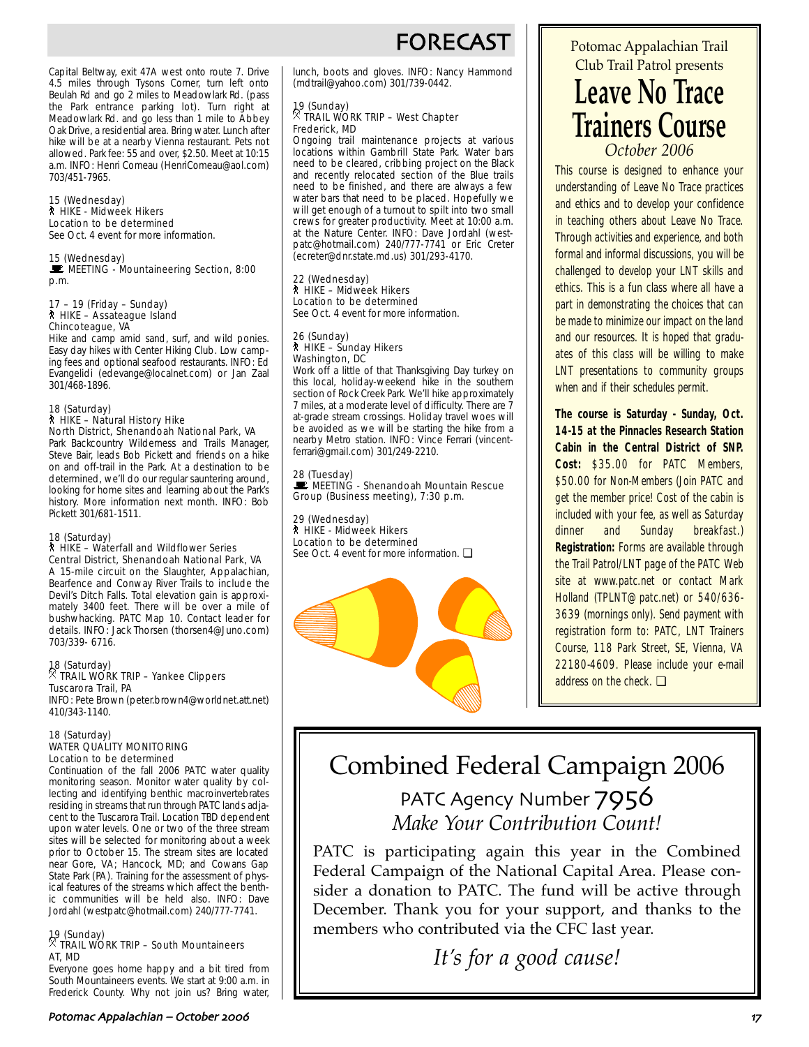# FORECAST

Capital Beltway, exit 47A west onto route 7. Drive 4.5 miles through Tysons Corner, turn left onto Beulah Rd and go 2 miles to Meadowlark Rd. (pass the Park entrance parking lot). Turn right at Meadowlark Rd. and go less than 1 mile to Abbey Oak Drive, a residential area. Bring water. Lunch after hike will be at a nearby Vienna restaurant. Pets not allowed. Park fee: 55 and over, $2.50. Meet at 10:15 a.m. INFO: Henri Comeau (HenriComeau@aol.com) 703/451-7965.

15 (Wednesday)
HIKE - Midweek Hikers
Location to be determined
See Oct. 4 event for more information.

15 (Wednesday)
MEETING - Mountaineering Section, 8:00 p.m.

17 – 19 (Friday – Sunday)
HIKE – Assateague Island
Chincoteague, VA
Hike and camp amid sand, surf, and wild ponies. Easy day hikes with Center Hiking Club. Low camping fees and optional seafood restaurants. INFO: Ed Evangelidi (edevange@localnet.com) or Jan Zaal 301/468-1896.

18 (Saturday)
HIKE – Natural History Hike
North District, Shenandoah National Park, VA
Park Backcountry Wilderness and Trails Manager, Steve Bair, leads Bob Pickett and friends on a hike on and off-trail in the Park. At a destination to be determined, we'll do our regular sauntering around, looking for home sites and learning about the Park's history. More information next month. INFO: Bob Pickett 301/681-1511.

18 (Saturday)
HIKE – Waterfall and Wildflower Series
Central District, Shenandoah National Park, VA
A 15-mile circuit on the Slaughter, Appalachian, Bearfence and Conway River Trails to include the Devil's Ditch Falls. Total elevation gain is approximately 3400 feet. There will be over a mile of bushwhacking. PATC Map 10. Contact leader for details. INFO: Jack Thorsen (thorsen4@Juno.com) 703/339- 6716.

18 (Saturday)
TRAIL WORK TRIP – Yankee Clippers
Tuscarora Trail, PA
INFO: Pete Brown (peter.brown4@worldnet.att.net) 410/343-1140.

18 (Saturday)
WATER QUALITY MONITORING
Location to be determined
Continuation of the fall 2006 PATC water quality monitoring season. Monitor water quality by collecting and identifying benthic macroinvertebrates residing in streams that run through PATC lands adjacent to the Tuscarora Trail. Location TBD dependent upon water levels. One or two of the three stream sites will be selected for monitoring about a week prior to October 15. The stream sites are located near Gore, VA; Hancock, MD; and Cowans Gap State Park (PA). Training for the assessment of physical features of the streams which affect the benthic communities will be held also. INFO: Dave Jordahl (westpatc@hotmail.com) 240/777-7741.

19 (Sunday)
TRAIL WORK TRIP – South Mountaineers
AT, MD
Everyone goes home happy and a bit tired from South Mountaineers events. We start at 9:00 a.m. in Frederick County. Why not join us? Bring water, lunch, boots and gloves. INFO: Nancy Hammond (mdtrail@yahoo.com) 301/739-0442.

19 (Sunday)
TRAIL WORK TRIP – West Chapter
Frederick, MD
Ongoing trail maintenance projects at various locations within Gambrill State Park. Water bars need to be cleared, cribbing project on the Black and recently relocated section of the Blue trails need to be finished, and there are always a few water bars that need to be placed. Hopefully we will get enough of a turnout to spilt into two small crews for greater productivity. Meet at 10:00 a.m. at the Nature Center. INFO: Dave Jordahl (westpatc@hotmail.com) 240/777-7741 or Eric Creter (ecreter@dnr.state.md.us) 301/293-4170.

22 (Wednesday)
HIKE – Midweek Hikers
Location to be determined
See Oct. 4 event for more information.

26 (Sunday)
HIKE – Sunday Hikers
Washington, DC
Work off a little of that Thanksgiving Day turkey on this local, holiday-weekend hike in the southern section of Rock Creek Park. We'll hike approximately 7 miles, at a moderate level of difficulty. There are 7 at-grade stream crossings. Holiday travel woes will be avoided as we will be starting the hike from a nearby Metro station. INFO: Vince Ferrari (vincentferrari@gmail.com) 301/249-2210.

28 (Tuesday)
MEETING - Shenandoah Mountain Rescue Group (Business meeting), 7:30 p.m.

29 (Wednesday)
HIKE - Midweek Hikers
Location to be determined
See Oct. 4 event for more information. ❑

---

Potomac Appalachian Trail Club Trail Patrol presents

## Leave No Trace Trainers Course

*October 2006*

This course is designed to enhance your understanding of Leave No Trace practices and ethics and to develop your confidence in teaching others about Leave No Trace. Through activities and experience, and both formal and informal discussions, you will be challenged to develop your LNT skills and ethics. This is a fun class where all have a part in demonstrating the choices that can be made to minimize our impact on the land and our resources. It is hoped that graduates of this class will be willing to make LNT presentations to community groups when and if their schedules permit.

**The course is Saturday - Sunday, Oct. 14-15 at the Pinnacles Research Station Cabin in the Central District of SNP. Cost:** $35.00 for PATC Members, $50.00 for Non-Members (Join PATC and get the member price! Cost of the cabin is included with your fee, as well as Saturday dinner and Sunday breakfast.) **Registration:** Forms are available through the Trail Patrol/LNT page of the PATC Web site at www.patc.net or contact Mark Holland (TPLNT@patc.net) or 540/636-3639 (mornings only). Send payment with registration form to: PATC, LNT Trainers Course, 118 Park Street, SE, Vienna, VA 22180-4609. Please include your e-mail address on the check. ❑

---

## Combined Federal Campaign 2006

PATC Agency Number 7956

*Make Your Contribution Count!*

PATC is participating again this year in the Combined Federal Campaign of the National Capital Area. Please consider a donation to PATC. The fund will be active through December. Thank you for your support, and thanks to the members who contributed via the CFC last year.

*It's for a good cause!*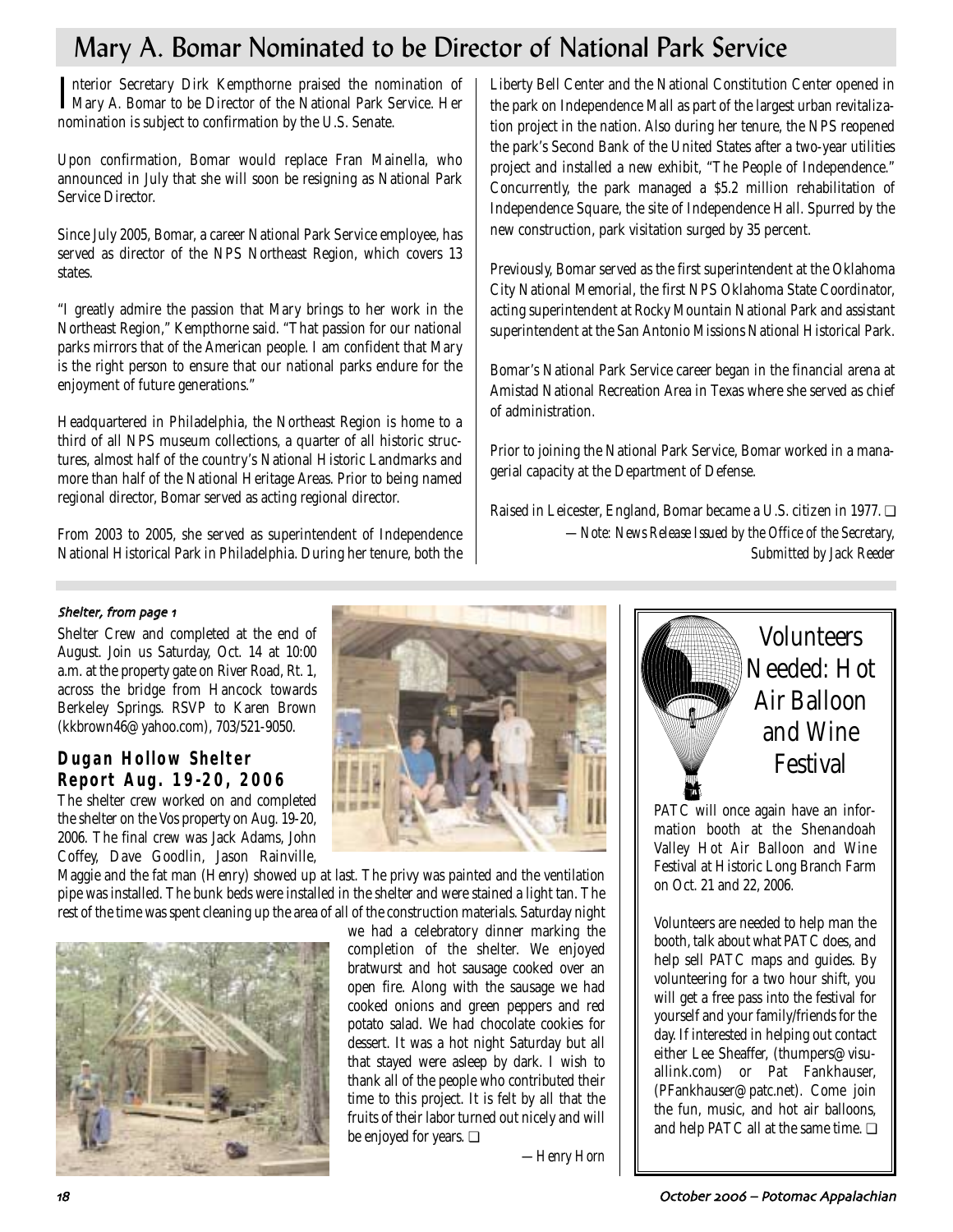# Mary A. Bomar Nominated to be Director of National Park Service

Interior Secretary Dirk Kempthorne praised the nomination of Mary A. Bomar to be Director of the National Park Service. Her nomination is subject to confirmation by the U.S. Senate.

Upon confirmation, Bomar would replace Fran Mainella, who announced in July that she will soon be resigning as National Park Service Director.

Since July 2005, Bomar, a career National Park Service employee, has served as director of the NPS Northeast Region, which covers 13 states.

"I greatly admire the passion that Mary brings to her work in the Northeast Region," Kempthorne said. "That passion for our national parks mirrors that of the American people. I am confident that Mary is the right person to ensure that our national parks endure for the enjoyment of future generations."

Headquartered in Philadelphia, the Northeast Region is home to a third of all NPS museum collections, a quarter of all historic structures, almost half of the country's National Historic Landmarks and more than half of the National Heritage Areas. Prior to being named regional director, Bomar served as acting regional director.

From 2003 to 2005, she served as superintendent of Independence National Historical Park in Philadelphia. During her tenure, both the Liberty Bell Center and the National Constitution Center opened in the park on Independence Mall as part of the largest urban revitalization project in the nation. Also during her tenure, the NPS reopened the park's Second Bank of the United States after a two-year utilities project and installed a new exhibit, "The People of Independence." Concurrently, the park managed a $5.2 million rehabilitation of Independence Square, the site of Independence Hall. Spurred by the new construction, park visitation surged by 35 percent.

Previously, Bomar served as the first superintendent at the Oklahoma City National Memorial, the first NPS Oklahoma State Coordinator, acting superintendent at Rocky Mountain National Park and assistant superintendent at the San Antonio Missions National Historical Park.

Bomar's National Park Service career began in the financial arena at Amistad National Recreation Area in Texas where she served as chief of administration.

Prior to joining the National Park Service, Bomar worked in a managerial capacity at the Department of Defense.

Raised in Leicester, England, Bomar became a U.S. citizen in 1977. ❑

*—Note: News Release Issued by the Office of the Secretary, Submitted by Jack Reeder*

*Shelter, from page 1*

Shelter Crew and completed at the end of August. Join us Saturday, Oct. 14 at 10:00 a.m. at the property gate on River Road, Rt. 1, across the bridge from Hancock towards Berkeley Springs. RSVP to Karen Brown (kkbrown46@yahoo.com), 703/521-9050.

## Dugan Hollow Shelter Report Aug. 19-20, 2006

The shelter crew worked on and completed the shelter on the Vos property on Aug. 19-20, 2006. The final crew was Jack Adams, John Coffey, Dave Goodlin, Jason Rainville, Maggie and the fat man (Henry) showed up at last. The privy was painted and the ventilation pipe was installed. The bunk beds were installed in the shelter and were stained a light tan. The rest of the time was spent cleaning up the area of all of the construction materials. Saturday night we had a celebratory dinner marking the completion of the shelter. We enjoyed bratwurst and hot sausage cooked over an open fire. Along with the sausage we had cooked onions and green peppers and red potato salad. We had chocolate cookies for dessert. It was a hot night Saturday but all that stayed were asleep by dark. I wish to thank all of the people who contributed their time to this project. It is felt by all that the fruits of their labor turned out nicely and will be enjoyed for years. ❑

*—Henry Horn*

## Volunteers Needed: Hot Air Balloon and Wine Festival

PATC will once again have an information booth at the Shenandoah Valley Hot Air Balloon and Wine Festival at Historic Long Branch Farm on Oct. 21 and 22, 2006.

Volunteers are needed to help man the booth, talk about what PATC does, and help sell PATC maps and guides. By volunteering for a two hour shift, you will get a free pass into the festival for yourself and your family/friends for the day. If interested in helping out contact either Lee Sheaffer, (thumpers@visuallink.com) or Pat Fankhauser, (PFankhauser@patc.net). Come join the fun, music, and hot air balloons, and help PATC all at the same time. ❑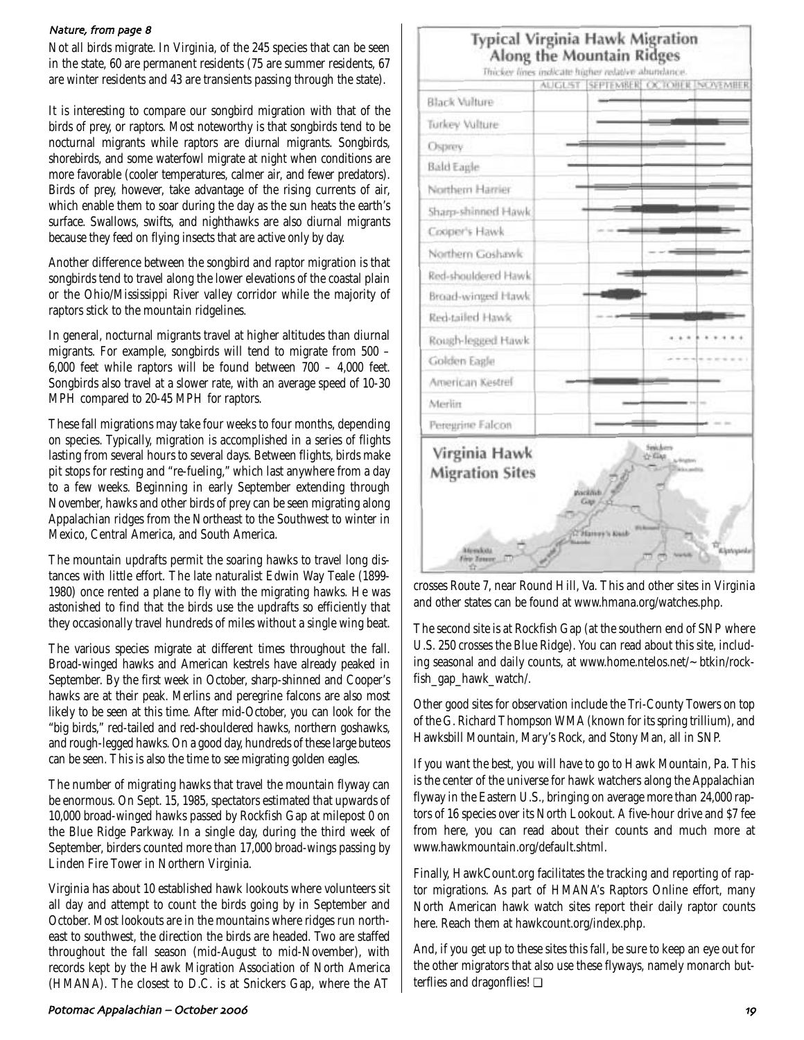*Nature, from page 8*

Not all birds migrate. In Virginia, of the 245 species that can be seen in the state, 60 are permanent residents (75 are summer residents, 67 are winter residents and 43 are transients passing through the state).

It is interesting to compare our songbird migration with that of the birds of prey, or raptors. Most noteworthy is that songbirds tend to be nocturnal migrants while raptors are diurnal migrants. Songbirds, shorebirds, and some waterfowl migrate at night when conditions are more favorable (cooler temperatures, calmer air, and fewer predators). Birds of prey, however, take advantage of the rising currents of air, which enable them to soar during the day as the sun heats the earth's surface. Swallows, swifts, and nighthawks are also diurnal migrants because they feed on flying insects that are active only by day.

Another difference between the songbird and raptor migration is that songbirds tend to travel along the lower elevations of the coastal plain or the Ohio/Mississippi River valley corridor while the majority of raptors stick to the mountain ridgelines.

In general, nocturnal migrants travel at higher altitudes than diurnal migrants. For example, songbirds will tend to migrate from 500 – 6,000 feet while raptors will be found between 700 – 4,000 feet. Songbirds also travel at a slower rate, with an average speed of 10-30 MPH compared to 20-45 MPH for raptors.

These fall migrations may take four weeks to four months, depending on species. Typically, migration is accomplished in a series of flights lasting from several hours to several days. Between flights, birds make pit stops for resting and "re-fueling," which last anywhere from a day to a few weeks. Beginning in early September extending through November, hawks and other birds of prey can be seen migrating along Appalachian ridges from the Northeast to the Southwest to winter in Mexico, Central America, and South America.

The mountain updrafts permit the soaring hawks to travel long distances with little effort. The late naturalist Edwin Way Teale (1899-1980) once rented a plane to fly with the migrating hawks. He was astonished to find that the birds use the updrafts so efficiently that they occasionally travel hundreds of miles without a single wing beat.

The various species migrate at different times throughout the fall. Broad-winged hawks and American kestrels have already peaked in September. By the first week in October, sharp-shinned and Cooper's hawks are at their peak. Merlins and peregrine falcons are also most likely to be seen at this time. After mid-October, you can look for the "big birds," red-tailed and red-shouldered hawks, northern goshawks, and rough-legged hawks. On a good day, hundreds of these large buteos can be seen. This is also the time to see migrating golden eagles.

The number of migrating hawks that travel the mountain flyway can be enormous. On Sept. 15, 1985, spectators estimated that upwards of 10,000 broad-winged hawks passed by Rockfish Gap at milepost 0 on the Blue Ridge Parkway. In a single day, during the third week of September, birders counted more than 17,000 broad-wings passing by Linden Fire Tower in Northern Virginia.

Virginia has about 10 established hawk lookouts where volunteers sit all day and attempt to count the birds going by in September and October. Most lookouts are in the mountains where ridges run northeast to southwest, the direction the birds are headed. Two are staffed throughout the fall season (mid-August to mid-November), with records kept by the Hawk Migration Association of North America (HMANA). The closest to D.C. is at Snickers Gap, where the AT crosses Route 7, near Round Hill, Va. This and other sites in Virginia and other states can be found at www.hmana.org/watches.php.

**Typical Virginia Hawk Migration Along the Mountain Ridges**

*Thicker lines indicate higher relative abundance.*

| | August | September | October | November |
|---|---|---|---|---|
| Black Vulture | | | | |
| Turkey Vulture | | | | |
| Osprey | | | | |
| Bald Eagle | | | | |
| Northern Harrier | | | | |
| Sharp-shinned Hawk | | | | |
| Cooper's Hawk | | | | |
| Northern Goshawk | | | | |
| Red-shouldered Hawk | | | | |
| Broad-winged Hawk | | | | |
| Red-tailed Hawk | | | | |
| Rough-legged Hawk | | | | |
| Golden Eagle | | | | |
| American Kestrel | | | | |
| Merlin | | | | |
| Peregrine Falcon | | | | |

**Virginia Hawk Migration Sites**

Snickers Gap · Rockfish Gap · Harvey's Knob · Mendota Fire Tower · Kiptopeke

The second site is at Rockfish Gap (at the southern end of SNP where U.S. 250 crosses the Blue Ridge). You can read about this site, including seasonal and daily counts, at www.home.ntelos.net/~btkin/rockfish_gap_hawk_watch/.

Other good sites for observation include the Tri-County Towers on top of the G. Richard Thompson WMA (known for its spring trillium), and Hawksbill Mountain, Mary's Rock, and Stony Man, all in SNP.

If you want the best, you will have to go to Hawk Mountain, Pa. This is the center of the universe for hawk watchers along the Appalachian flyway in the Eastern U.S., bringing on average more than 24,000 raptors of 16 species over its North Lookout. A five-hour drive and $7 fee from here, you can read about their counts and much more at www.hawkmountain.org/default.shtml.

Finally, HawkCount.org facilitates the tracking and reporting of raptor migrations. As part of HMANA's Raptors Online effort, many North American hawk watch sites report their daily raptor counts here. Reach them at hawkcount.org/index.php.

And, if you get up to these sites this fall, be sure to keep an eye out for the other migrators that also use these flyways, namely monarch butterflies and dragonflies! ❑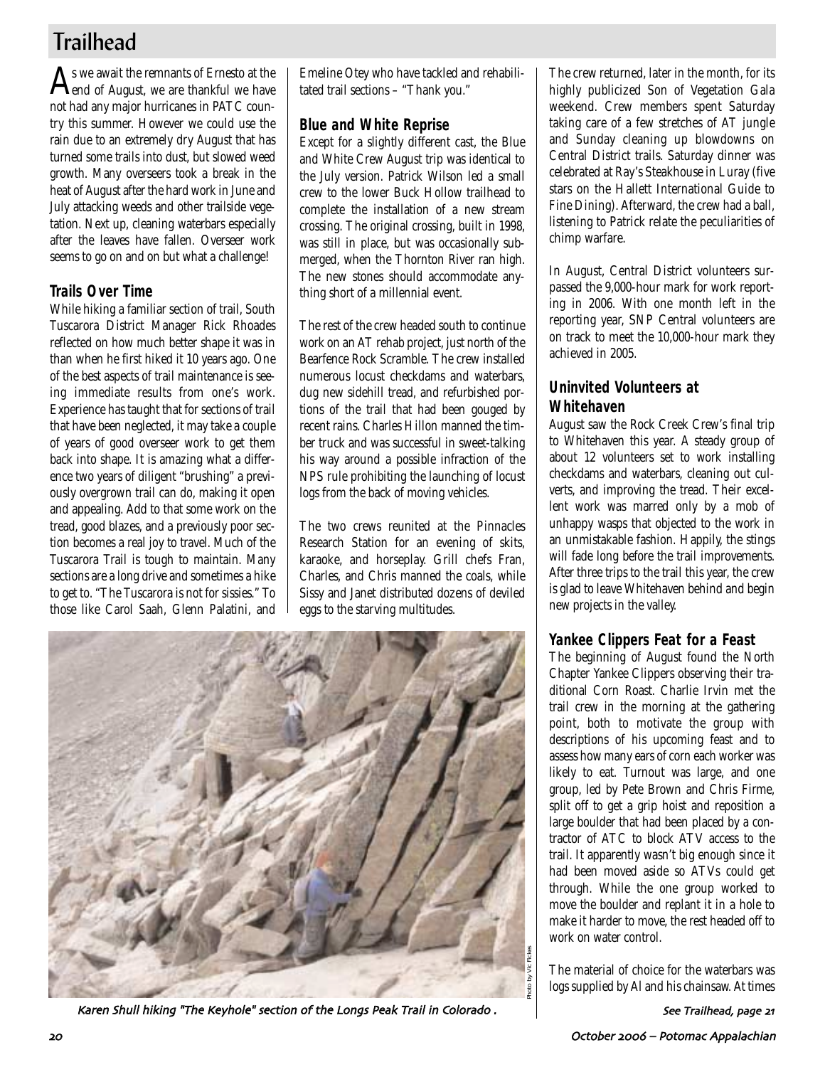# Trailhead

As we await the remnants of Ernesto at the end of August, we are thankful we have not had any major hurricanes in PATC country this summer. However we could use the rain due to an extremely dry August that has turned some trails into dust, but slowed weed growth. Many overseers took a break in the heat of August after the hard work in June and July attacking weeds and other trailside vegetation. Next up, cleaning waterbars especially after the leaves have fallen. Overseer work seems to go on and on but what a challenge!

## Trails Over Time

While hiking a familiar section of trail, South Tuscarora District Manager Rick Rhoades reflected on how much better shape it was in than when he first hiked it 10 years ago. One of the best aspects of trail maintenance is seeing immediate results from one's work. Experience has taught that for sections of trail that have been neglected, it may take a couple of years of good overseer work to get them back into shape. It is amazing what a difference two years of diligent "brushing" a previously overgrown trail can do, making it open and appealing. Add to that some work on the tread, good blazes, and a previously poor section becomes a real joy to travel. Much of the Tuscarora Trail is tough to maintain. Many sections are a long drive and sometimes a hike to get to. "The Tuscarora is not for sissies." To those like Carol Saah, Glenn Palatini, and Emeline Otey who have tackled and rehabilitated trail sections – "Thank you."

## Blue and White Reprise

Except for a slightly different cast, the Blue and White Crew August trip was identical to the July version. Patrick Wilson led a small crew to the lower Buck Hollow trailhead to complete the installation of a new stream crossing. The original crossing, built in 1998, was still in place, but was occasionally submerged, when the Thornton River ran high. The new stones should accommodate anything short of a millennial event.

The rest of the crew headed south to continue work on an AT rehab project, just north of the Bearfence Rock Scramble. The crew installed numerous locust checkdams and waterbars, dug new sidehill tread, and refurbished portions of the trail that had been gouged by recent rains. Charles Hillon manned the timber truck and was successful in sweet-talking his way around a possible infraction of the NPS rule prohibiting the launching of locust logs from the back of moving vehicles.

The two crews reunited at the Pinnacles Research Station for an evening of skits, karaoke, and horseplay. Grill chefs Fran, Charles, and Chris manned the coals, while Sissy and Janet distributed dozens of deviled eggs to the starving multitudes.

The crew returned, later in the month, for its highly publicized Son of Vegetation Gala weekend. Crew members spent Saturday taking care of a few stretches of AT jungle and Sunday cleaning up blowdowns on Central District trails. Saturday dinner was celebrated at Ray's Steakhouse in Luray (five stars on the Hallett International Guide to Fine Dining). Afterward, the crew had a ball, listening to Patrick relate the peculiarities of chimp warfare.

In August, Central District volunteers surpassed the 9,000-hour mark for work reporting in 2006. With one month left in the reporting year, SNP Central volunteers are on track to meet the 10,000-hour mark they achieved in 2005.

## Uninvited Volunteers at Whitehaven

August saw the Rock Creek Crew's final trip to Whitehaven this year. A steady group of about 12 volunteers set to work installing checkdams and waterbars, cleaning out culverts, and improving the tread. Their excellent work was marred only by a mob of unhappy wasps that objected to the work in an unmistakable fashion. Happily, the stings will fade long before the trail improvements. After three trips to the trail this year, the crew is glad to leave Whitehaven behind and begin new projects in the valley.

## Yankee Clippers Feat for a Feast

The beginning of August found the North Chapter Yankee Clippers observing their traditional Corn Roast. Charlie Irvin met the trail crew in the morning at the gathering point, both to motivate the group with descriptions of his upcoming feast and to assess how many ears of corn each worker was likely to eat. Turnout was large, and one group, led by Pete Brown and Chris Firme, split off to get a grip hoist and reposition a large boulder that had been placed by a contractor of ATC to block ATV access to the trail. It apparently wasn't big enough since it had been moved aside so ATVs could get through. While the one group worked to move the boulder and replant it in a hole to make it harder to move, the rest headed off to work on water control.

The material of choice for the waterbars was logs supplied by Al and his chainsaw. At times

*See Trailhead, page 21*

Photo by Vic Fickes

*Karen Shull hiking "The Keyhole" section of the Longs Peak Trail in Colorado .*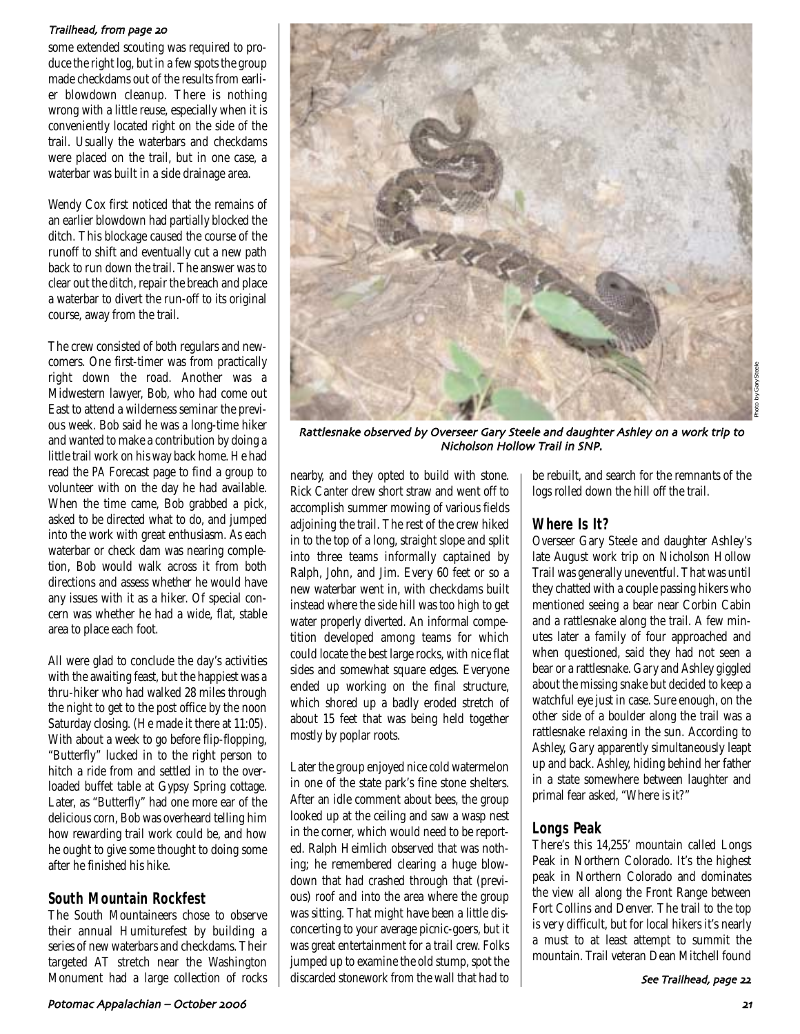*Trailhead, from page 20*

some extended scouting was required to produce the right log, but in a few spots the group made checkdams out of the results from earlier blowdown cleanup. There is nothing wrong with a little reuse, especially when it is conveniently located right on the side of the trail. Usually the waterbars and checkdams were placed on the trail, but in one case, a waterbar was built in a side drainage area.

Wendy Cox first noticed that the remains of an earlier blowdown had partially blocked the ditch. This blockage caused the course of the runoff to shift and eventually cut a new path back to run down the trail. The answer was to clear out the ditch, repair the breach and place a waterbar to divert the run-off to its original course, away from the trail.

The crew consisted of both regulars and newcomers. One first-timer was from practically right down the road. Another was a Midwestern lawyer, Bob, who had come out East to attend a wilderness seminar the previous week. Bob said he was a long-time hiker and wanted to make a contribution by doing a little trail work on his way back home. He had read the PA Forecast page to find a group to volunteer with on the day he had available. When the time came, Bob grabbed a pick, asked to be directed what to do, and jumped into the work with great enthusiasm. As each waterbar or check dam was nearing completion, Bob would walk across it from both directions and assess whether he would have any issues with it as a hiker. Of special concern was whether he had a wide, flat, stable area to place each foot.

All were glad to conclude the day's activities with the awaiting feast, but the happiest was a thru-hiker who had walked 28 miles through the night to get to the post office by the noon Saturday closing. (He made it there at 11:05). With about a week to go before flip-flopping, "Butterfly" lucked in to the right person to hitch a ride from and settled in to the overloaded buffet table at Gypsy Spring cottage. Later, as "Butterfly" had one more ear of the delicious corn, Bob was overheard telling him how rewarding trail work could be, and how he ought to give some thought to doing some after he finished his hike.

## South Mountain Rockfest

The South Mountaineers chose to observe their annual Humiturefest by building a series of new waterbars and checkdams. Their targeted AT stretch near the Washington Monument had a large collection of rocks nearby, and they opted to build with stone. Rick Canter drew short straw and went off to accomplish summer mowing of various fields adjoining the trail. The rest of the crew hiked in to the top of a long, straight slope and split into three teams informally captained by Ralph, John, and Jim. Every 60 feet or so a new waterbar went in, with checkdams built instead where the side hill was too high to get water properly diverted. An informal competition developed among teams for which could locate the best large rocks, with nice flat sides and somewhat square edges. Everyone ended up working on the final structure, which shored up a badly eroded stretch of about 15 feet that was being held together mostly by poplar roots.

Later the group enjoyed nice cold watermelon in one of the state park's fine stone shelters. After an idle comment about bees, the group looked up at the ceiling and saw a wasp nest in the corner, which would need to be reported. Ralph Heimlich observed that was nothing; he remembered clearing a huge blowdown that had crashed through that (previous) roof and into the area where the group was sitting. That might have been a little disconcerting to your average picnic-goers, but it was great entertainment for a trail crew. Folks jumped up to examine the old stump, spot the discarded stonework from the wall that had to be rebuilt, and search for the remnants of the logs rolled down the hill off the trail.

*Rattlesnake observed by Overseer Gary Steele and daughter Ashley on a work trip to Nicholson Hollow Trail in SNP.*

Photo by Gary Steele

## Where Is It?

Overseer Gary Steele and daughter Ashley's late August work trip on Nicholson Hollow Trail was generally uneventful. That was until they chatted with a couple passing hikers who mentioned seeing a bear near Corbin Cabin and a rattlesnake along the trail. A few minutes later a family of four approached and when questioned, said they had not seen a bear or a rattlesnake. Gary and Ashley giggled about the missing snake but decided to keep a watchful eye just in case. Sure enough, on the other side of a boulder along the trail was a rattlesnake relaxing in the sun. According to Ashley, Gary apparently simultaneously leapt up and back. Ashley, hiding behind her father in a state somewhere between laughter and primal fear asked, "Where is it?"

## Longs Peak

There's this 14,255' mountain called Longs Peak in Northern Colorado. It's the highest peak in Northern Colorado and dominates the view all along the Front Range between Fort Collins and Denver. The trail to the top is very difficult, but for local hikers it's nearly a must to at least attempt to summit the mountain. Trail veteran Dean Mitchell found

*See Trailhead, page 22*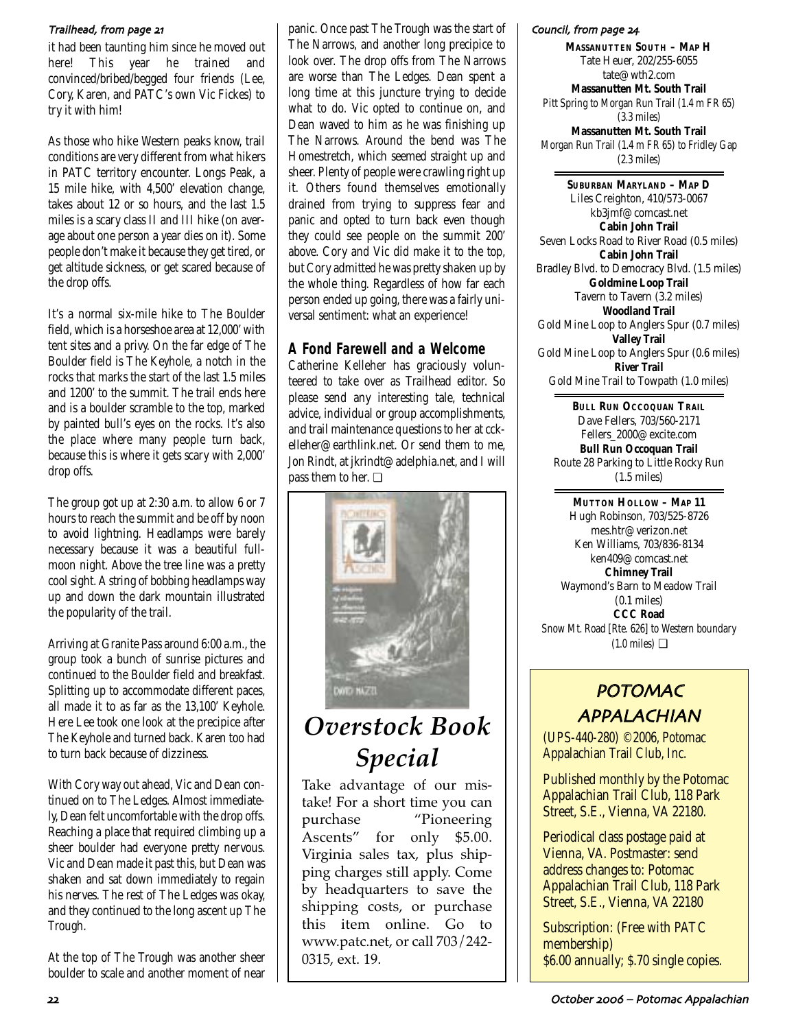*Trailhead, from page 21*

it had been taunting him since he moved out here! This year he trained and convinced/bribed/begged four friends (Lee, Cory, Karen, and PATC's own Vic Fickes) to try it with him!

As those who hike Western peaks know, trail conditions are very different from what hikers in PATC territory encounter. Longs Peak, a 15 mile hike, with 4,500' elevation change, takes about 12 or so hours, and the last 1.5 miles is a scary class II and III hike (on average about one person a year dies on it). Some people don't make it because they get tired, or get altitude sickness, or get scared because of the drop offs.

It's a normal six-mile hike to The Boulder field, which is a horseshoe area at 12,000' with tent sites and a privy. On the far edge of The Boulder field is The Keyhole, a notch in the rocks that marks the start of the last 1.5 miles and 1200' to the summit. The trail ends here and is a boulder scramble to the top, marked by painted bull's eyes on the rocks. It's also the place where many people turn back, because this is where it gets scary with 2,000' drop offs.

The group got up at 2:30 a.m. to allow 6 or 7 hours to reach the summit and be off by noon to avoid lightning. Headlamps were barely necessary because it was a beautiful full-moon night. Above the tree line was a pretty cool sight. A string of bobbing headlamps way up and down the dark mountain illustrated the popularity of the trail.

Arriving at Granite Pass around 6:00 a.m., the group took a bunch of sunrise pictures and continued to the Boulder field and breakfast. Splitting up to accommodate different paces, all made it to as far as the 13,100' Keyhole. Here Lee took one look at the precipice after The Keyhole and turned back. Karen too had to turn back because of dizziness.

With Cory way out ahead, Vic and Dean continued on to The Ledges. Almost immediately, Dean felt uncomfortable with the drop offs. Reaching a place that required climbing up a sheer boulder had everyone pretty nervous. Vic and Dean made it past this, but Dean was shaken and sat down immediately to regain his nerves. The rest of The Ledges was okay, and they continued to the long ascent up The Trough.

At the top of The Trough was another sheer boulder to scale and another moment of near panic. Once past The Trough was the start of The Narrows, and another long precipice to look over. The drop offs from The Narrows are worse than The Ledges. Dean spent a long time at this juncture trying to decide what to do. Vic opted to continue on, and Dean waved to him as he was finishing up The Narrows. Around the bend was The Homestretch, which seemed straight up and sheer. Plenty of people were crawling right up it. Others found themselves emotionally drained from trying to suppress fear and panic and opted to turn back even though they could see people on the summit 200' above. Cory and Vic did make it to the top, but Cory admitted he was pretty shaken up by the whole thing. Regardless of how far each person ended up going, there was a fairly universal sentiment: what an experience!

## A Fond Farewell and a Welcome

Catherine Kelleher has graciously volunteered to take over as Trailhead editor. So please send any interesting tale, technical advice, individual or group accomplishments, and trail maintenance questions to her at cckelleher@earthlink.net. Or send them to me, Jon Rindt, at jkrindt@adelphia.net, and I will pass them to her. ❑

# *Overstock Book Special*

Take advantage of our mistake! For a short time you can purchase "Pioneering Ascents" for only $5.00. Virginia sales tax, plus shipping charges still apply. Come by headquarters to save the shipping costs, or purchase this item online. Go to www.patc.net, or call 703/242-0315, ext. 19.

*Council, from page 24*

**MASSANUTTEN SOUTH – MAP H**
Tate Heuer, 202/255-6055
tate@wth2.com
**Massanutten Mt. South Trail**
*Pitt Spring to Morgan Run Trail (1.4 m FR 65) (3.3 miles)*
**Massanutten Mt. South Trail**
*Morgan Run Trail (1.4 m FR 65) to Fridley Gap (2.3 miles)*

**SUBURBAN MARYLAND – MAP D**
Liles Creighton, 410/573-0067
kb3jmf@comcast.net
**Cabin John Trail**
Seven Locks Road to River Road (0.5 miles)
**Cabin John Trail**
Bradley Blvd. to Democracy Blvd. (1.5 miles)
**Goldmine Loop Trail**
Tavern to Tavern (3.2 miles)
**Woodland Trail**
Gold Mine Loop to Anglers Spur (0.7 miles)
**Valley Trail**
Gold Mine Loop to Anglers Spur (0.6 miles)
**River Trail**
Gold Mine Trail to Towpath (1.0 miles)

**BULL RUN OCCOQUAN TRAIL**
Dave Fellers, 703/560-2171
Fellers_2000@excite.com
**Bull Run Occoquan Trail**
Route 28 Parking to Little Rocky Run (1.5 miles)

**MUTTON HOLLOW – MAP 11**
Hugh Robinson, 703/525-8726
mes.htr@verizon.net
Ken Williams, 703/836-8134
ken409@comcast.net
**Chimney Trail**
Waymond's Barn to Meadow Trail (0.1 miles)
**CCC Road**
*Snow Mt. Road [Rte. 626] to Western boundary (1.0 miles)* ❑

## POTOMAC APPALACHIAN

(UPS-440-280) ©2006, Potomac Appalachian Trail Club, Inc.

Published monthly by the Potomac Appalachian Trail Club, 118 Park Street, S.E., Vienna, VA 22180.

Periodical class postage paid at Vienna, VA. Postmaster: send address changes to: Potomac Appalachian Trail Club, 118 Park Street, S.E., Vienna, VA 22180

Subscription: (Free with PATC membership)
$6.00 annually; $.70 single copies.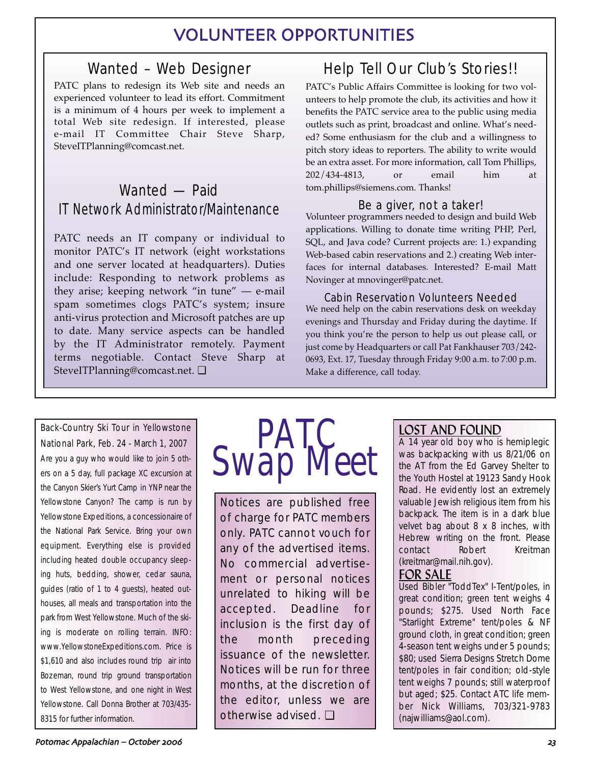# VOLUNTEER OPPORTUNITIES

## Wanted – Web Designer

PATC plans to redesign its Web site and needs an experienced volunteer to lead its effort. Commitment is a minimum of 4 hours per week to implement a total Web site redesign. If interested, please e-mail IT Committee Chair Steve Sharp, SteveITPlanning@comcast.net.

## Wanted — Paid IT Network Administrator/Maintenance

PATC needs an IT company or individual to monitor PATC's IT network (eight workstations and one server located at headquarters). Duties include: Responding to network problems as they arise; keeping network "in tune" — e-mail spam sometimes clogs PATC's system; insure anti-virus protection and Microsoft patches are up to date. Many service aspects can be handled by the IT Administrator remotely. Payment terms negotiable. Contact Steve Sharp at SteveITPlanning@comcast.net. ❑

## Help Tell Our Club's Stories!!

PATC's Public Affairs Committee is looking for two volunteers to help promote the club, its activities and how it benefits the PATC service area to the public using media outlets such as print, broadcast and online. What's needed? Some enthusiasm for the club and a willingness to pitch story ideas to reporters. The ability to write would be an extra asset. For more information, call Tom Phillips, 202/434-4813, or email him at tom.phillips@siemens.com. Thanks!

### Be a giver, not a taker!

Volunteer programmers needed to design and build Web applications. Willing to donate time writing PHP, Perl, SQL, and Java code? Current projects are: 1.) expanding Web-based cabin reservations and 2.) creating Web interfaces for internal databases. Interested? E-mail Matt Novinger at mnovinger@patc.net.

### Cabin Reservation Volunteers Needed

We need help on the cabin reservations desk on weekday evenings and Thursday and Friday during the daytime. If you think you're the person to help us out please call, or just come by Headquarters or call Pat Fankhauser 703/242-0693, Ext. 17, Tuesday through Friday 9:00 a.m. to 7:00 p.m. Make a difference, call today.

# PATC Swap Meet

Notices are published free of charge for PATC members only. PATC cannot vouch for any of the advertised items. No commercial advertisement or personal notices unrelated to hiking will be accepted. Deadline for inclusion is the first day of the month preceding issuance of the newsletter. Notices will be run for three months, at the discretion of the editor, unless we are otherwise advised. ❑

**Back-Country Ski Tour in Yellowstone National Park, Feb. 24 - March 1, 2007**

Are you a guy who would like to join 5 others on a 5 day, full package XC excursion at the Canyon Skier's Yurt Camp in YNP near the Yellowstone Canyon? The camp is run by Yellowstone Expeditions, a concessionaire of the National Park Service. Bring your own equipment. Everything else is provided including heated double occupancy sleeping huts, bedding, shower, cedar sauna, guides (ratio of 1 to 4 guests), heated outhouses, all meals and transportation into the park from West Yellowstone. Much of the skiing is moderate on rolling terrain. INFO: www.YellowstoneExpeditions.com. Price is $1,610 and also includes round trip air into Bozeman, round trip ground transportation to West Yellowstone, and one night in West Yellowstone. Call Donna Brother at 703/435-8315 for further information.

## LOST AND FOUND

A 14 year old boy who is hemiplegic was backpacking with us 8/21/06 on the AT from the Ed Garvey Shelter to the Youth Hostel at 19123 Sandy Hook Road. He evidently lost an extremely valuable Jewish religious item from his backpack. The item is in a dark blue velvet bag about 8 x 8 inches, with Hebrew writing on the front. Please contact Robert Kreitman (kreitmar@mail.nih.gov).

## FOR SALE

Used Bibler "ToddTex" I-Tent/poles, in great condition; green tent weighs 4 pounds; $275. Used North Face "Starlight Extreme" tent/poles & NF ground cloth, in great condition; green 4-season tent weighs under 5 pounds; $80; used Sierra Designs Stretch Dome tent/poles in fair condition; old-style tent weighs 7 pounds; still waterproof but aged; $25. Contact ATC life member Nick Williams, 703/321-9783 (najwilliams@aol.com).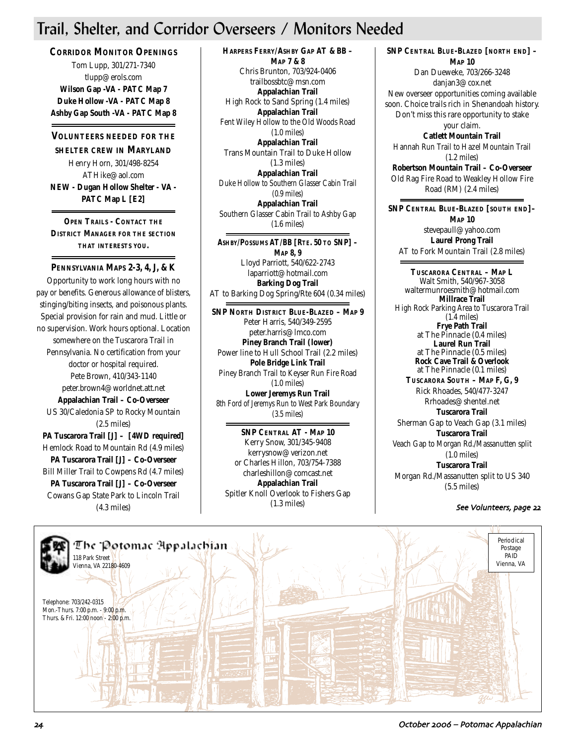# Trail, Shelter, and Corridor Overseers / Monitors Needed

**CORRIDOR MONITOR OPENINGS**
Tom Lupp, 301/271-7340
tlupp@erols.com
**Wilson Gap -VA - PATC Map 7**
**Duke Hollow -VA - PATC Map 8**
**Ashby Gap South -VA - PATC Map 8**

**VOLUNTEERS NEEDED FOR THE SHELTER CREW IN MARYLAND**
Henry Horn, 301/498-8254
ATHike@aol.com
**NEW - Dugan Hollow Shelter - VA - PATC Map L [E2]**

**OPEN TRAILS - CONTACT THE DISTRICT MANAGER FOR THE SECTION THAT INTERESTS YOU.**

**PENNSYLVANIA MAPS 2-3, 4, J, & K**
Opportunity to work long hours with no pay or benefits. Generous allowance of blisters, stinging/biting insects, and poisonous plants. Special provision for rain and mud. Little or no supervision. Work hours optional. Location somewhere on the Tuscarora Trail in Pennsylvania. No certification from your doctor or hospital required.
Pete Brown, 410/343-1140
peter.brown4@worldnet.att.net
**Appalachian Trail – Co-Overseer**
US 30/Caledonia SP to Rocky Mountain (2.5 miles)
**PA Tuscarora Trail [J] – [4WD required]**
Hemlock Road to Mountain Rd (4.9 miles)
**PA Tuscarora Trail [J] – Co-Overseer**
Bill Miller Trail to Cowpens Rd (4.7 miles)
**PA Tuscarora Trail [J] – Co-Overseer**
Cowans Gap State Park to Lincoln Trail (4.3 miles)

**HARPERS FERRY/ASHBY GAP AT & BB – MAP 7 & 8**
Chris Brunton, 703/924-0406
trailbossbtc@msn.com
**Appalachian Trail**
High Rock to Sand Spring (1.4 miles)
**Appalachian Trail**
Fent Wiley Hollow to the Old Woods Road (1.0 miles)
**Appalachian Trail**
Trans Mountain Trail to Duke Hollow (1.3 miles)
**Appalachian Trail**
Duke Hollow to Southern Glasser Cabin Trail (0.9 miles)
**Appalachian Trail**
Southern Glasser Cabin Trail to Ashby Gap (1.6 miles)

**ASHBY/POSSUMS AT/BB [RTE. 50 TO SNP] – MAP 8, 9**
Lloyd Parriott, 540/622-2743
laparriott@hotmail.com
**Barking Dog Trail**
AT to Barking Dog Spring/Rte 604 (0.34 miles)

**SNP NORTH DISTRICT BLUE-BLAZED – MAP 9**
Peter Harris, 540/349-2595
peter.harris@lmco.com
**Piney Branch Trail (lower)**
Power line to Hull School Trail (2.2 miles)
**Pole Bridge Link Trail**
Piney Branch Trail to Keyser Run Fire Road (1.0 miles)
**Lower Jeremys Run Trail**
8th Ford of Jeremys Run to West Park Boundary (3.5 miles)

**SNP CENTRAL AT - MAP 10**
Kerry Snow, 301/345-9408
kerrysnow@verizon.net
or Charles Hillon, 703/754-7388
charleshillon@comcast.net
**Appalachian Trail**
Spitler Knoll Overlook to Fishers Gap (1.3 miles)

**SNP CENTRAL BLUE-BLAZED [NORTH END] – MAP 10**
Dan Dueweke, 703/266-3248
danjan3@cox.net
New overseer opportunities coming available soon. Choice trails rich in Shenandoah history. Don't miss this rare opportunity to stake your claim.
**Catlett Mountain Trail**
Hannah Run Trail to Hazel Mountain Trail (1.2 miles)
**Robertson Mountain Trail – Co-Overseer**
Old Rag Fire Road to Weakley Hollow Fire Road (RM) (2.4 miles)

**SNP CENTRAL BLUE-BLAZED [SOUTH END]– MAP 10**
stevepaull@yahoo.com
**Laurel Prong Trail**
AT to Fork Mountain Trail (2.8 miles)

**TUSCARORA CENTRAL – MAP L**
Walt Smith, 540/967-3058
waltermunroesmith@hotmail.com
**Millrace Trail**
High Rock Parking Area to Tuscarora Trail (1.4 miles)
**Frye Path Trail**
at The Pinnacle (0.4 miles)
**Laurel Run Trail**
at The Pinnacle (0.5 miles)
**Rock Cave Trail & Overlook**
at The Pinnacle (0.1 miles)

**TUSCARORA SOUTH – MAP F, G, 9**
Rick Rhoades, 540/477-3247
Rrhoades@shentel.net
**Tuscarora Trail**
Sherman Gap to Veach Gap (3.1 miles)
**Tuscarora Trail**
Veach Gap to Morgan Rd./Massanutten split (1.0 miles)
**Tuscarora Trail**
Morgan Rd./Massanutten split to US 340 (5.5 miles)

*See Volunteers, page 22*

The Potomac Appalachian
118 Park Street
Vienna, VA 22180-4609

Telephone: 703/242-0315
Mon.-Thurs. 7:00 p.m. - 9:00 p.m.
Thurs. & Fri. 12:00 noon - 2:00 p.m.

Periodical Postage PAID Vienna, VA